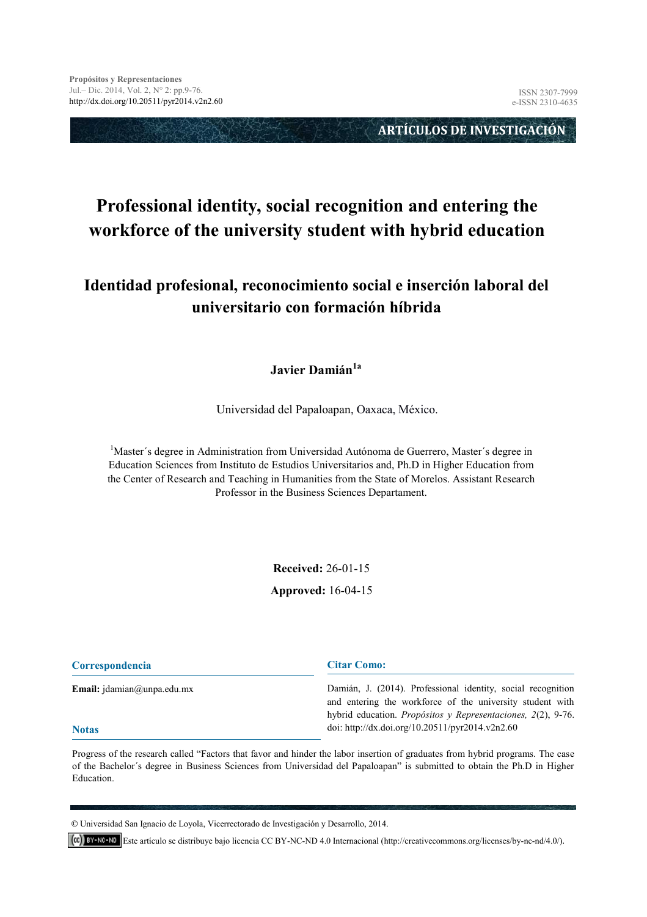ARTÍCULOS DE INVESTIGACIÓN

# Professional identity, social recognition and entering the workforce of the university student with hybrid education

## Identidad profesional, reconocimiento social e inserción laboral del universitario con formación híbrida

**Javier Damián[1a]**

Universidad del Papaloapan, Oaxaca, México.

[1]Master´s degree in Administration from Universidad Autónoma de Guerrero, Master´s degree in Education Sciences from Instituto de Estudios Universitarios and, Ph.D in Higher Education from the Center of Research and Teaching in Humanities from the State of Morelos. Assistant Research Professor in the Business Sciences Departament.

**Received:** 26-01-15

**Approved:** 16-04-15

**Correspondencia**

**Email:** jdamian@unpa.edu.mx

**Citar Como:**

Damián, J. (2014). Professional identity, social recognition and entering the workforce of the university student with hybrid education. *Propósitos y Representaciones, 2*(2), 9-76. doi: http://dx.doi.org/10.20511/pyr2014.v2n2.60

**Notas**

Progress of the research called "Factors that favor and hinder the labor insertion of graduates from hybrid programs. The case of the Bachelor´s degree in Business Sciences from Universidad del Papaloapan" is submitted to obtain the Ph.D in Higher Education.

© Universidad San Ignacio de Loyola, Vicerrectorado de Investigación y Desarrollo, 2014.

Este artículo se distribuye bajo licencia CC BY-NC-ND 4.0 Internacional (http://creativecommons.org/licenses/by-nc-nd/4.0/).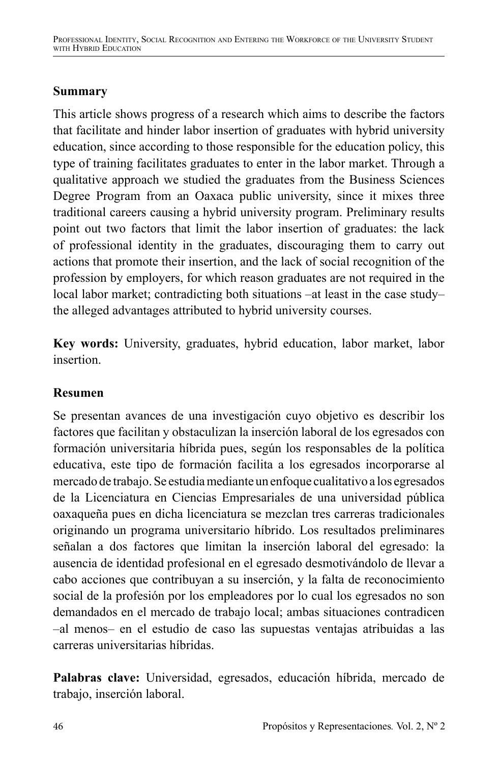## Summary

This article shows progress of a research which aims to describe the factors that facilitate and hinder labor insertion of graduates with hybrid university education, since according to those responsible for the education policy, this type of training facilitates graduates to enter in the labor market. Through a qualitative approach we studied the graduates from the Business Sciences Degree Program from an Oaxaca public university, since it mixes three traditional careers causing a hybrid university program. Preliminary results point out two factors that limit the labor insertion of graduates: the lack of professional identity in the graduates, discouraging them to carry out actions that promote their insertion, and the lack of social recognition of the profession by employers, for which reason graduates are not required in the local labor market; contradicting both situations –at least in the case study– the alleged advantages attributed to hybrid university courses.

**Key words:** University, graduates, hybrid education, labor market, labor insertion.

## Resumen

Se presentan avances de una investigación cuyo objetivo es describir los factores que facilitan y obstaculizan la inserción laboral de los egresados con formación universitaria híbrida pues, según los responsables de la política educativa, este tipo de formación facilita a los egresados incorporarse al mercado de trabajo. Se estudia mediante un enfoque cualitativo a los egresados de la Licenciatura en Ciencias Empresariales de una universidad pública oaxaqueña pues en dicha licenciatura se mezclan tres carreras tradicionales originando un programa universitario híbrido. Los resultados preliminares señalan a dos factores que limitan la inserción laboral del egresado: la ausencia de identidad profesional en el egresado desmotivándolo de llevar a cabo acciones que contribuyan a su inserción, y la falta de reconocimiento social de la profesión por los empleadores por lo cual los egresados no son demandados en el mercado de trabajo local; ambas situaciones contradicen –al menos– en el estudio de caso las supuestas ventajas atribuidas a las carreras universitarias híbridas.

**Palabras clave:** Universidad, egresados, educación híbrida, mercado de trabajo, inserción laboral.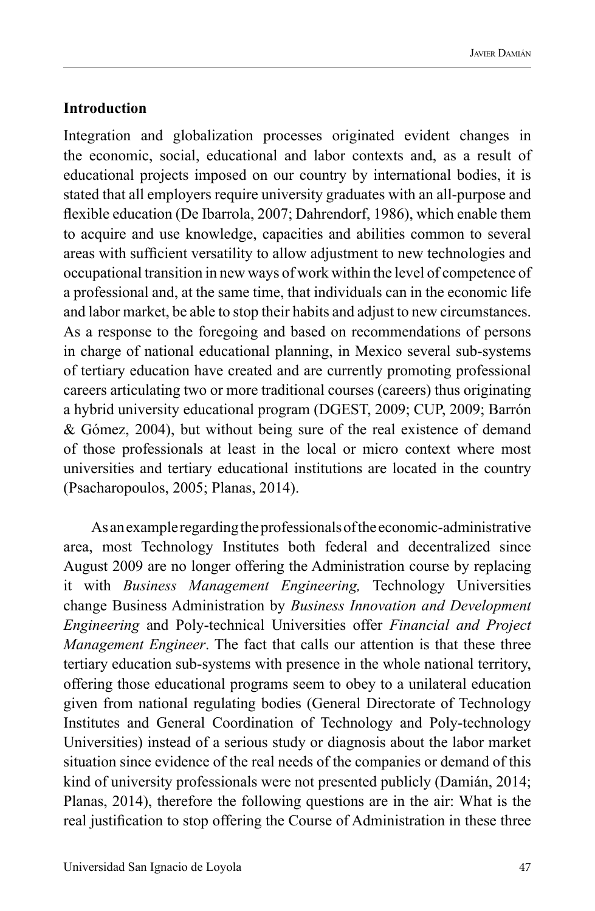## Introduction

Integration and globalization processes originated evident changes in the economic, social, educational and labor contexts and, as a result of educational projects imposed on our country by international bodies, it is stated that all employers require university graduates with an all-purpose and flexible education (De Ibarrola, 2007; Dahrendorf, 1986), which enable them to acquire and use knowledge, capacities and abilities common to several areas with sufficient versatility to allow adjustment to new technologies and occupational transition in new ways of work within the level of competence of a professional and, at the same time, that individuals can in the economic life and labor market, be able to stop their habits and adjust to new circumstances. As a response to the foregoing and based on recommendations of persons in charge of national educational planning, in Mexico several sub-systems of tertiary education have created and are currently promoting professional careers articulating two or more traditional courses (careers) thus originating a hybrid university educational program (DGEST, 2009; CUP, 2009; Barrón & Gómez, 2004), but without being sure of the real existence of demand of those professionals at least in the local or micro context where most universities and tertiary educational institutions are located in the country (Psacharopoulos, 2005; Planas, 2014).

As an example regarding the professionals of the economic-administrative area, most Technology Institutes both federal and decentralized since August 2009 are no longer offering the Administration course by replacing it with *Business Management Engineering,* Technology Universities change Business Administration by *Business Innovation and Development Engineering* and Poly-technical Universities offer *Financial and Project Management Engineer*. The fact that calls our attention is that these three tertiary education sub-systems with presence in the whole national territory, offering those educational programs seem to obey to a unilateral education given from national regulating bodies (General Directorate of Technology Institutes and General Coordination of Technology and Poly-technology Universities) instead of a serious study or diagnosis about the labor market situation since evidence of the real needs of the companies or demand of this kind of university professionals were not presented publicly (Damián, 2014; Planas, 2014), therefore the following questions are in the air: What is the real justification to stop offering the Course of Administration in these three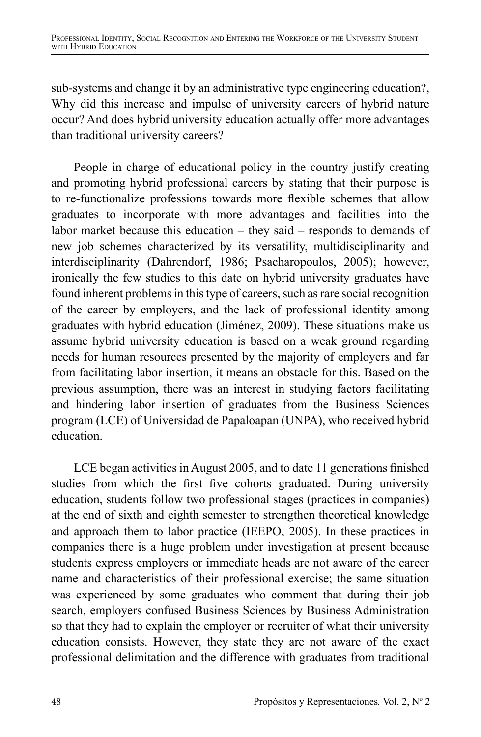sub-systems and change it by an administrative type engineering education?, Why did this increase and impulse of university careers of hybrid nature occur? And does hybrid university education actually offer more advantages than traditional university careers?

People in charge of educational policy in the country justify creating and promoting hybrid professional careers by stating that their purpose is to re-functionalize professions towards more flexible schemes that allow graduates to incorporate with more advantages and facilities into the labor market because this education – they said – responds to demands of new job schemes characterized by its versatility, multidisciplinarity and interdisciplinarity (Dahrendorf, 1986; Psacharopoulos, 2005); however, ironically the few studies to this date on hybrid university graduates have found inherent problems in this type of careers, such as rare social recognition of the career by employers, and the lack of professional identity among graduates with hybrid education (Jiménez, 2009). These situations make us assume hybrid university education is based on a weak ground regarding needs for human resources presented by the majority of employers and far from facilitating labor insertion, it means an obstacle for this. Based on the previous assumption, there was an interest in studying factors facilitating and hindering labor insertion of graduates from the Business Sciences program (LCE) of Universidad de Papaloapan (UNPA), who received hybrid education.

LCE began activities in August 2005, and to date 11 generations finished studies from which the first five cohorts graduated. During university education, students follow two professional stages (practices in companies) at the end of sixth and eighth semester to strengthen theoretical knowledge and approach them to labor practice (IEEPO, 2005). In these practices in companies there is a huge problem under investigation at present because students express employers or immediate heads are not aware of the career name and characteristics of their professional exercise; the same situation was experienced by some graduates who comment that during their job search, employers confused Business Sciences by Business Administration so that they had to explain the employer or recruiter of what their university education consists. However, they state they are not aware of the exact professional delimitation and the difference with graduates from traditional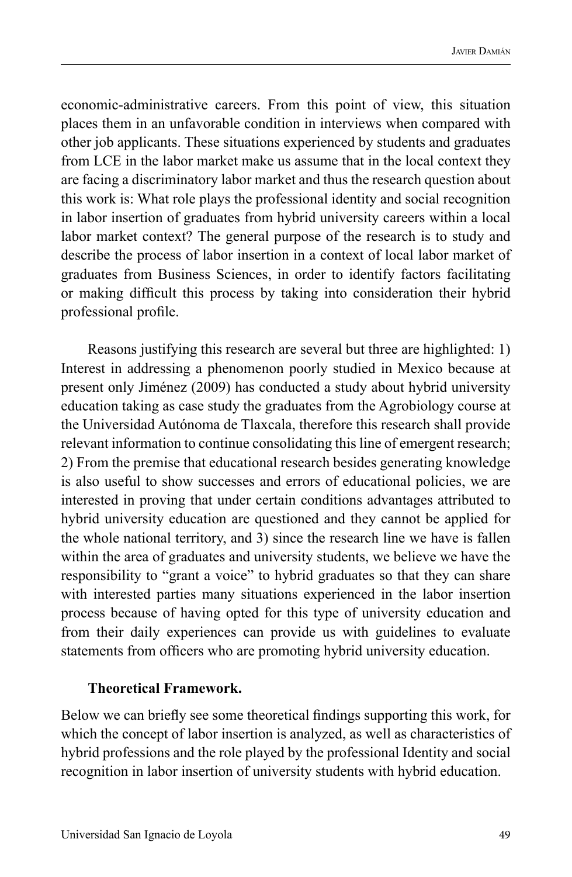economic-administrative careers. From this point of view, this situation places them in an unfavorable condition in interviews when compared with other job applicants. These situations experienced by students and graduates from LCE in the labor market make us assume that in the local context they are facing a discriminatory labor market and thus the research question about this work is: What role plays the professional identity and social recognition in labor insertion of graduates from hybrid university careers within a local labor market context? The general purpose of the research is to study and describe the process of labor insertion in a context of local labor market of graduates from Business Sciences, in order to identify factors facilitating or making difficult this process by taking into consideration their hybrid professional profile.

Reasons justifying this research are several but three are highlighted: 1) Interest in addressing a phenomenon poorly studied in Mexico because at present only Jiménez (2009) has conducted a study about hybrid university education taking as case study the graduates from the Agrobiology course at the Universidad Autónoma de Tlaxcala, therefore this research shall provide relevant information to continue consolidating this line of emergent research; 2) From the premise that educational research besides generating knowledge is also useful to show successes and errors of educational policies, we are interested in proving that under certain conditions advantages attributed to hybrid university education are questioned and they cannot be applied for the whole national territory, and 3) since the research line we have is fallen within the area of graduates and university students, we believe we have the responsibility to "grant a voice" to hybrid graduates so that they can share with interested parties many situations experienced in the labor insertion process because of having opted for this type of university education and from their daily experiences can provide us with guidelines to evaluate statements from officers who are promoting hybrid university education.

**Theoretical Framework.**

Below we can briefly see some theoretical findings supporting this work, for which the concept of labor insertion is analyzed, as well as characteristics of hybrid professions and the role played by the professional Identity and social recognition in labor insertion of university students with hybrid education.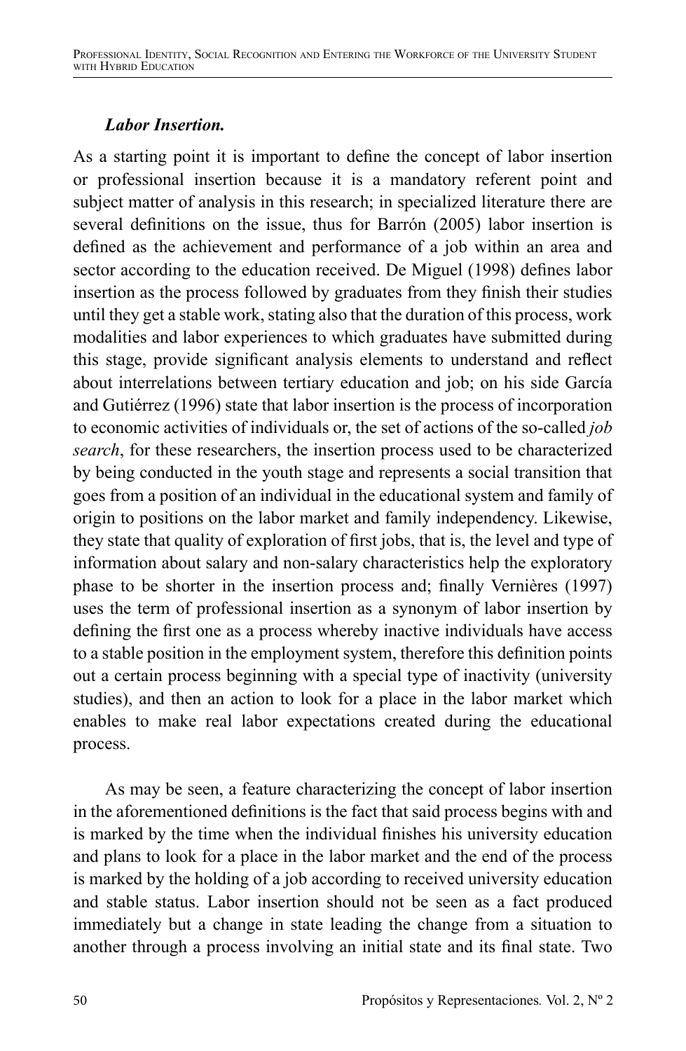### *Labor Insertion.*

As a starting point it is important to define the concept of labor insertion or professional insertion because it is a mandatory referent point and subject matter of analysis in this research; in specialized literature there are several definitions on the issue, thus for Barrón (2005) labor insertion is defined as the achievement and performance of a job within an area and sector according to the education received. De Miguel (1998) defines labor insertion as the process followed by graduates from they finish their studies until they get a stable work, stating also that the duration of this process, work modalities and labor experiences to which graduates have submitted during this stage, provide significant analysis elements to understand and reflect about interrelations between tertiary education and job; on his side García and Gutiérrez (1996) state that labor insertion is the process of incorporation to economic activities of individuals or, the set of actions of the so-called *job search*, for these researchers, the insertion process used to be characterized by being conducted in the youth stage and represents a social transition that goes from a position of an individual in the educational system and family of origin to positions on the labor market and family independency. Likewise, they state that quality of exploration of first jobs, that is, the level and type of information about salary and non-salary characteristics help the exploratory phase to be shorter in the insertion process and; finally Vernières (1997) uses the term of professional insertion as a synonym of labor insertion by defining the first one as a process whereby inactive individuals have access to a stable position in the employment system, therefore this definition points out a certain process beginning with a special type of inactivity (university studies), and then an action to look for a place in the labor market which enables to make real labor expectations created during the educational process.

As may be seen, a feature characterizing the concept of labor insertion in the aforementioned definitions is the fact that said process begins with and is marked by the time when the individual finishes his university education and plans to look for a place in the labor market and the end of the process is marked by the holding of a job according to received university education and stable status. Labor insertion should not be seen as a fact produced immediately but a change in state leading the change from a situation to another through a process involving an initial state and its final state. Two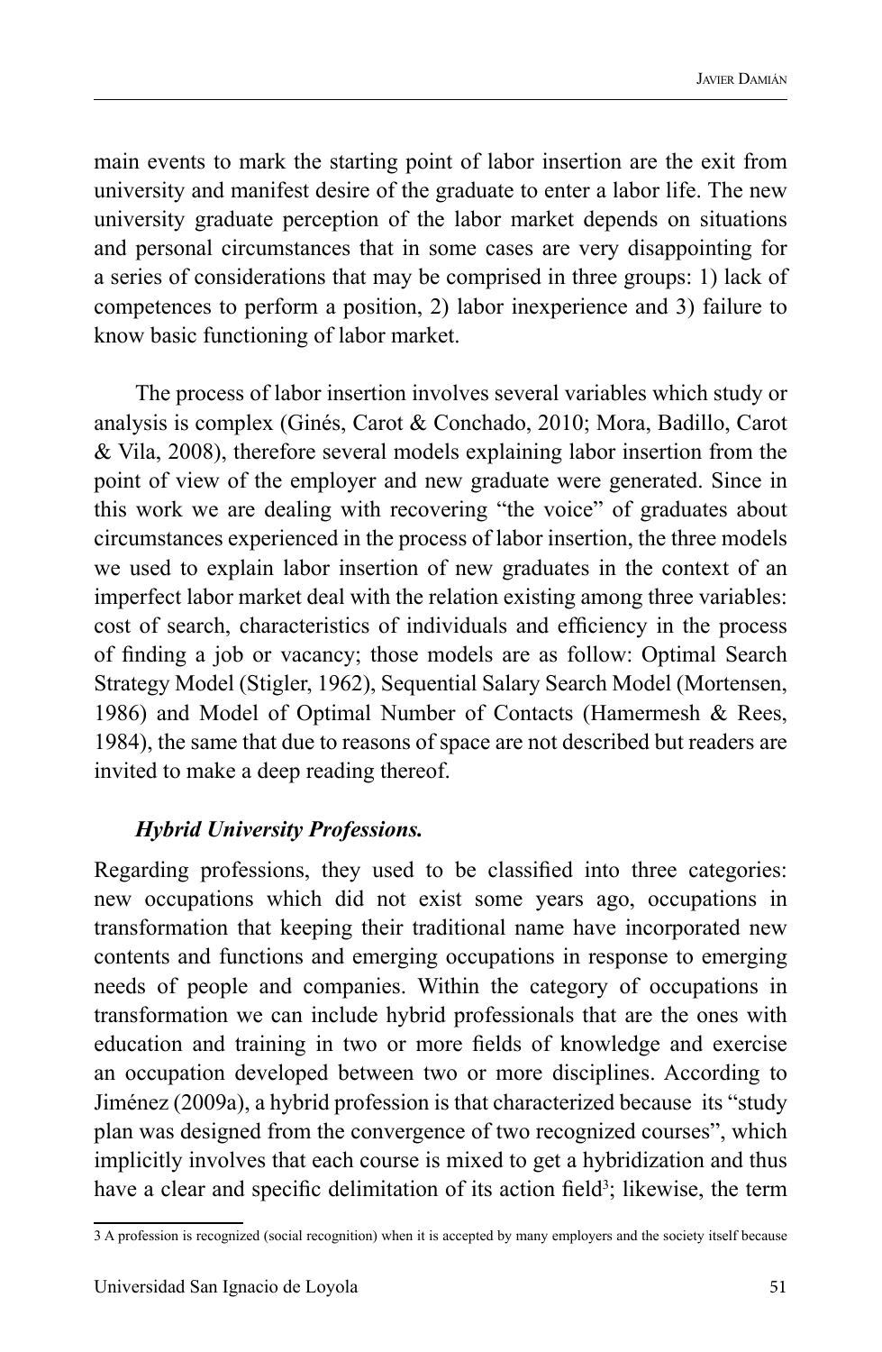main events to mark the starting point of labor insertion are the exit from university and manifest desire of the graduate to enter a labor life. The new university graduate perception of the labor market depends on situations and personal circumstances that in some cases are very disappointing for a series of considerations that may be comprised in three groups: 1) lack of competences to perform a position, 2) labor inexperience and 3) failure to know basic functioning of labor market.

The process of labor insertion involves several variables which study or analysis is complex (Ginés, Carot & Conchado, 2010; Mora, Badillo, Carot & Vila, 2008), therefore several models explaining labor insertion from the point of view of the employer and new graduate were generated. Since in this work we are dealing with recovering "the voice" of graduates about circumstances experienced in the process of labor insertion, the three models we used to explain labor insertion of new graduates in the context of an imperfect labor market deal with the relation existing among three variables: cost of search, characteristics of individuals and efficiency in the process of finding a job or vacancy; those models are as follow: Optimal Search Strategy Model (Stigler, 1962), Sequential Salary Search Model (Mortensen, 1986) and Model of Optimal Number of Contacts (Hamermesh & Rees, 1984), the same that due to reasons of space are not described but readers are invited to make a deep reading thereof.

### *Hybrid University Professions.*

Regarding professions, they used to be classified into three categories: new occupations which did not exist some years ago, occupations in transformation that keeping their traditional name have incorporated new contents and functions and emerging occupations in response to emerging needs of people and companies. Within the category of occupations in transformation we can include hybrid professionals that are the ones with education and training in two or more fields of knowledge and exercise an occupation developed between two or more disciplines. According to Jiménez (2009a), a hybrid profession is that characterized because its "study plan was designed from the convergence of two recognized courses", which implicitly involves that each course is mixed to get a hybridization and thus have a clear and specific delimitation of its action field[3]; likewise, the term

3 A profession is recognized (social recognition) when it is accepted by many employers and the society itself because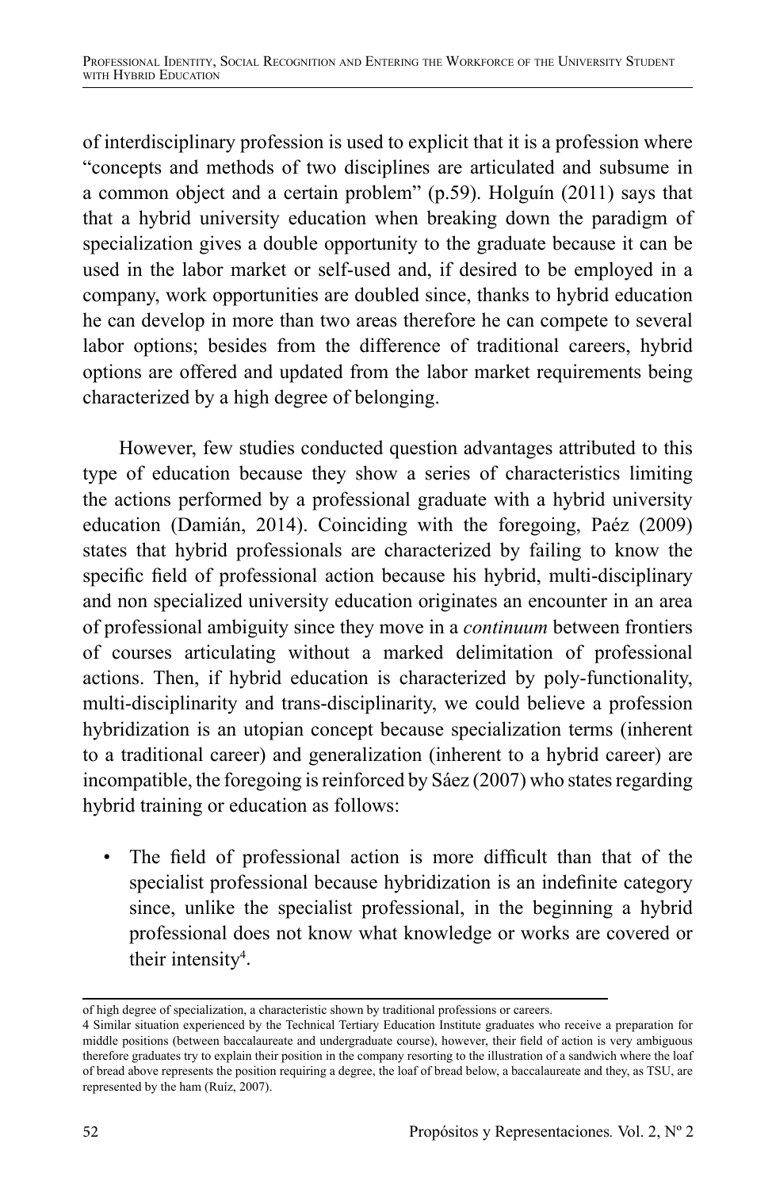of interdisciplinary profession is used to explicit that it is a profession where "concepts and methods of two disciplines are articulated and subsume in a common object and a certain problem" (p.59). Holguín (2011) says that that a hybrid university education when breaking down the paradigm of specialization gives a double opportunity to the graduate because it can be used in the labor market or self-used and, if desired to be employed in a company, work opportunities are doubled since, thanks to hybrid education he can develop in more than two areas therefore he can compete to several labor options; besides from the difference of traditional careers, hybrid options are offered and updated from the labor market requirements being characterized by a high degree of belonging.

However, few studies conducted question advantages attributed to this type of education because they show a series of characteristics limiting the actions performed by a professional graduate with a hybrid university education (Damián, 2014). Coinciding with the foregoing, Paéz (2009) states that hybrid professionals are characterized by failing to know the specific field of professional action because his hybrid, multi-disciplinary and non specialized university education originates an encounter in an area of professional ambiguity since they move in a *continuum* between frontiers of courses articulating without a marked delimitation of professional actions. Then, if hybrid education is characterized by poly-functionality, multi-disciplinarity and trans-disciplinarity, we could believe a profession hybridization is an utopian concept because specialization terms (inherent to a traditional career) and generalization (inherent to a hybrid career) are incompatible, the foregoing is reinforced by Sáez (2007) who states regarding hybrid training or education as follows:

- The field of professional action is more difficult than that of the specialist professional because hybridization is an indefinite category since, unlike the specialist professional, in the beginning a hybrid professional does not know what knowledge or works are covered or their intensity[4].

---

of high degree of specialization, a characteristic shown by traditional professions or careers.

4 Similar situation experienced by the Technical Tertiary Education Institute graduates who receive a preparation for middle positions (between baccalaureate and undergraduate course), however, their field of action is very ambiguous therefore graduates try to explain their position in the company resorting to the illustration of a sandwich where the loaf of bread above represents the position requiring a degree, the loaf of bread below, a baccalaureate and they, as TSU, are represented by the ham (Ruíz, 2007).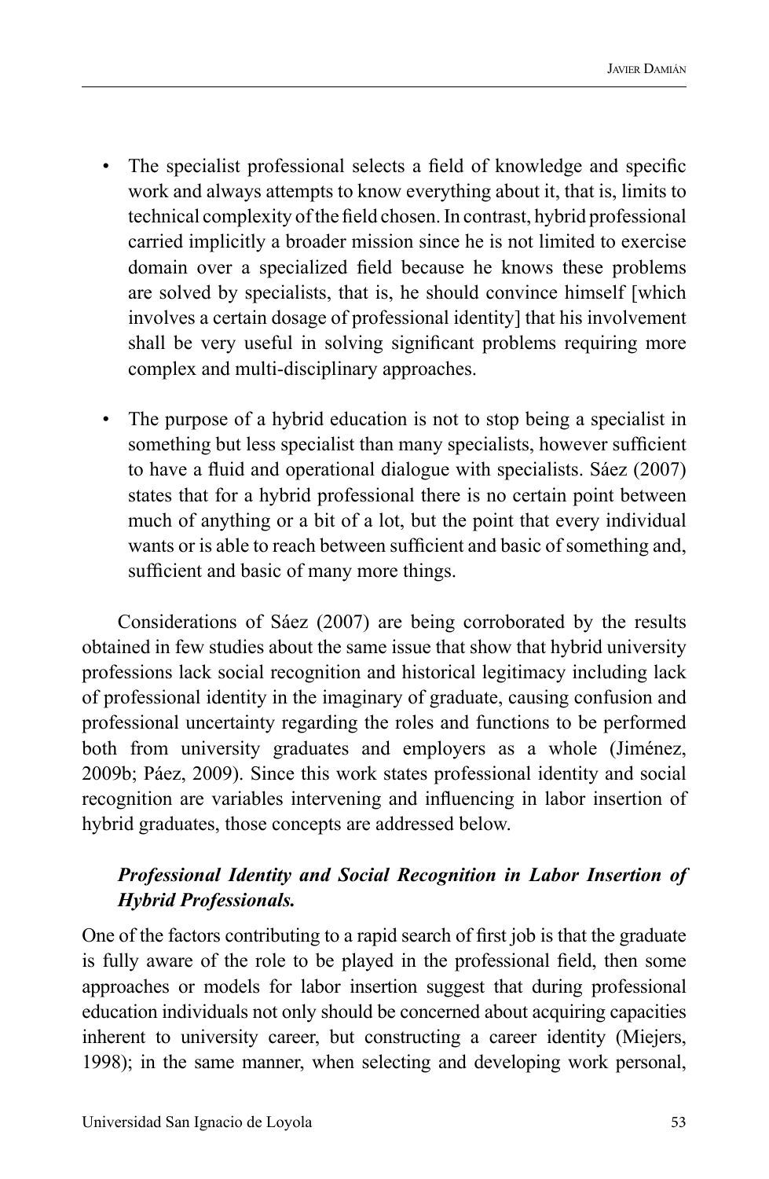- The specialist professional selects a field of knowledge and specific work and always attempts to know everything about it, that is, limits to technical complexity of the field chosen. In contrast, hybrid professional carried implicitly a broader mission since he is not limited to exercise domain over a specialized field because he knows these problems are solved by specialists, that is, he should convince himself [which involves a certain dosage of professional identity] that his involvement shall be very useful in solving significant problems requiring more complex and multi-disciplinary approaches.

- The purpose of a hybrid education is not to stop being a specialist in something but less specialist than many specialists, however sufficient to have a fluid and operational dialogue with specialists. Sáez (2007) states that for a hybrid professional there is no certain point between much of anything or a bit of a lot, but the point that every individual wants or is able to reach between sufficient and basic of something and, sufficient and basic of many more things.

Considerations of Sáez (2007) are being corroborated by the results obtained in few studies about the same issue that show that hybrid university professions lack social recognition and historical legitimacy including lack of professional identity in the imaginary of graduate, causing confusion and professional uncertainty regarding the roles and functions to be performed both from university graduates and employers as a whole (Jiménez, 2009b; Páez, 2009). Since this work states professional identity and social recognition are variables intervening and influencing in labor insertion of hybrid graduates, those concepts are addressed below.

### *Professional Identity and Social Recognition in Labor Insertion of Hybrid Professionals.*

One of the factors contributing to a rapid search of first job is that the graduate is fully aware of the role to be played in the professional field, then some approaches or models for labor insertion suggest that during professional education individuals not only should be concerned about acquiring capacities inherent to university career, but constructing a career identity (Miejers, 1998); in the same manner, when selecting and developing work personal,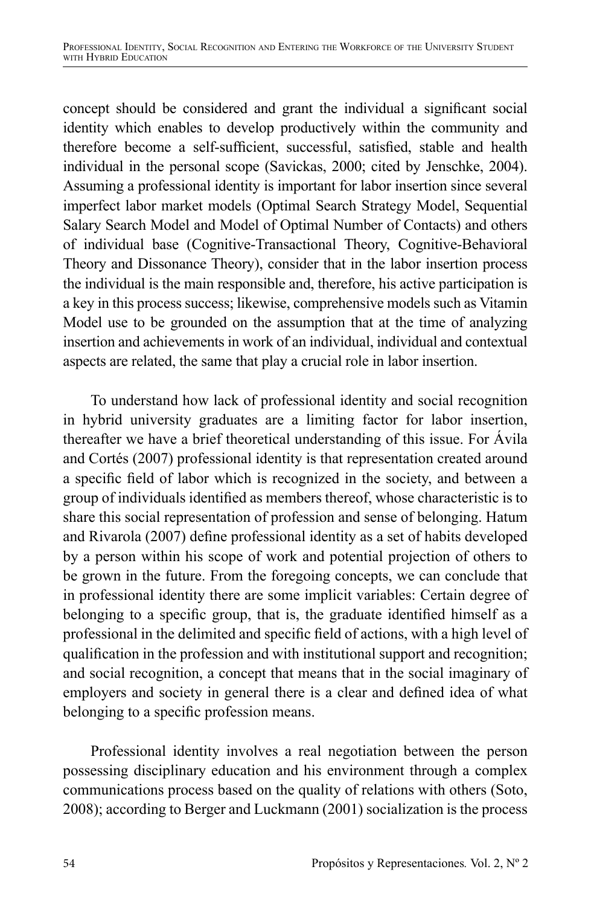concept should be considered and grant the individual a significant social identity which enables to develop productively within the community and therefore become a self-sufficient, successful, satisfied, stable and health individual in the personal scope (Savickas, 2000; cited by Jenschke, 2004). Assuming a professional identity is important for labor insertion since several imperfect labor market models (Optimal Search Strategy Model, Sequential Salary Search Model and Model of Optimal Number of Contacts) and others of individual base (Cognitive-Transactional Theory, Cognitive-Behavioral Theory and Dissonance Theory), consider that in the labor insertion process the individual is the main responsible and, therefore, his active participation is a key in this process success; likewise, comprehensive models such as Vitamin Model use to be grounded on the assumption that at the time of analyzing insertion and achievements in work of an individual, individual and contextual aspects are related, the same that play a crucial role in labor insertion.

To understand how lack of professional identity and social recognition in hybrid university graduates are a limiting factor for labor insertion, thereafter we have a brief theoretical understanding of this issue. For Ávila and Cortés (2007) professional identity is that representation created around a specific field of labor which is recognized in the society, and between a group of individuals identified as members thereof, whose characteristic is to share this social representation of profession and sense of belonging. Hatum and Rivarola (2007) define professional identity as a set of habits developed by a person within his scope of work and potential projection of others to be grown in the future. From the foregoing concepts, we can conclude that in professional identity there are some implicit variables: Certain degree of belonging to a specific group, that is, the graduate identified himself as a professional in the delimited and specific field of actions, with a high level of qualification in the profession and with institutional support and recognition; and social recognition, a concept that means that in the social imaginary of employers and society in general there is a clear and defined idea of what belonging to a specific profession means.

Professional identity involves a real negotiation between the person possessing disciplinary education and his environment through a complex communications process based on the quality of relations with others (Soto, 2008); according to Berger and Luckmann (2001) socialization is the process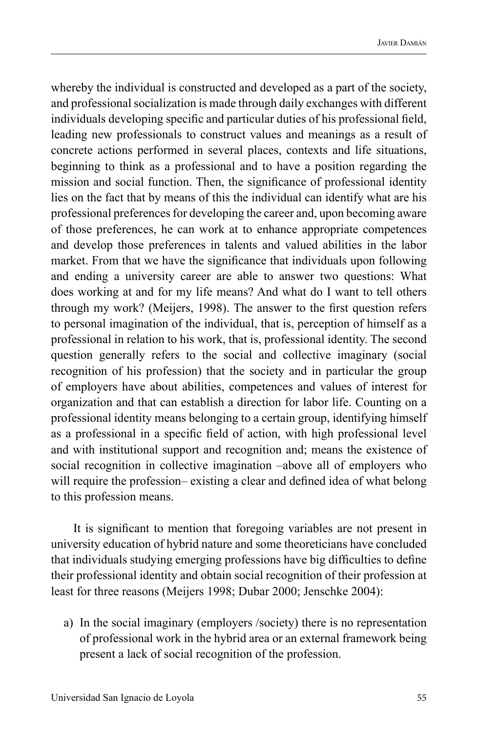whereby the individual is constructed and developed as a part of the society, and professional socialization is made through daily exchanges with different individuals developing specific and particular duties of his professional field, leading new professionals to construct values and meanings as a result of concrete actions performed in several places, contexts and life situations, beginning to think as a professional and to have a position regarding the mission and social function. Then, the significance of professional identity lies on the fact that by means of this the individual can identify what are his professional preferences for developing the career and, upon becoming aware of those preferences, he can work at to enhance appropriate competences and develop those preferences in talents and valued abilities in the labor market. From that we have the significance that individuals upon following and ending a university career are able to answer two questions: What does working at and for my life means? And what do I want to tell others through my work? (Meijers, 1998). The answer to the first question refers to personal imagination of the individual, that is, perception of himself as a professional in relation to his work, that is, professional identity. The second question generally refers to the social and collective imaginary (social recognition of his profession) that the society and in particular the group of employers have about abilities, competences and values of interest for organization and that can establish a direction for labor life. Counting on a professional identity means belonging to a certain group, identifying himself as a professional in a specific field of action, with high professional level and with institutional support and recognition and; means the existence of social recognition in collective imagination –above all of employers who will require the profession– existing a clear and defined idea of what belong to this profession means.

It is significant to mention that foregoing variables are not present in university education of hybrid nature and some theoreticians have concluded that individuals studying emerging professions have big difficulties to define their professional identity and obtain social recognition of their profession at least for three reasons (Meijers 1998; Dubar 2000; Jenschke 2004):

a) In the social imaginary (employers /society) there is no representation of professional work in the hybrid area or an external framework being present a lack of social recognition of the profession.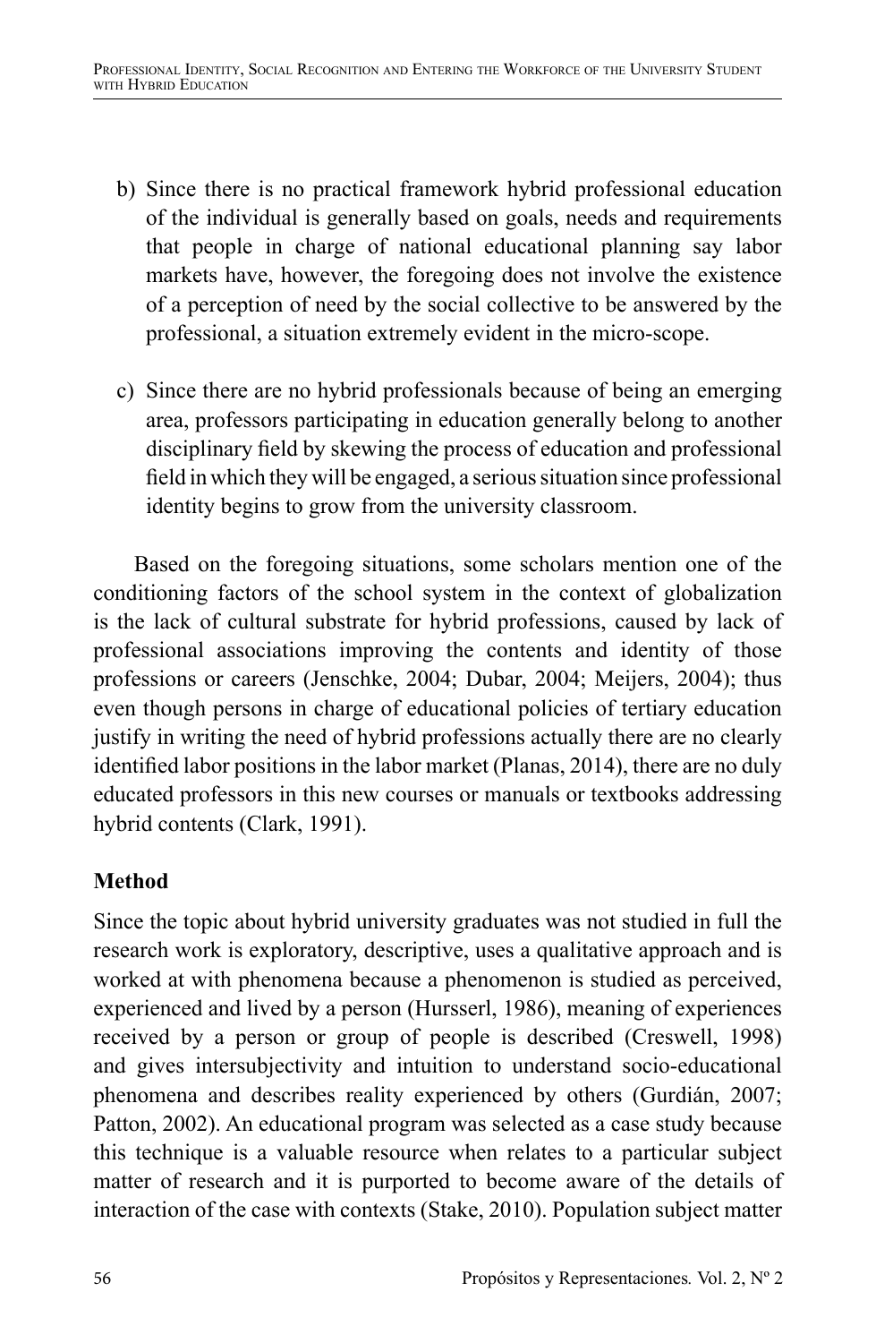b) Since there is no practical framework hybrid professional education of the individual is generally based on goals, needs and requirements that people in charge of national educational planning say labor markets have, however, the foregoing does not involve the existence of a perception of need by the social collective to be answered by the professional, a situation extremely evident in the micro-scope.

c) Since there are no hybrid professionals because of being an emerging area, professors participating in education generally belong to another disciplinary field by skewing the process of education and professional field in which they will be engaged, a serious situation since professional identity begins to grow from the university classroom.

Based on the foregoing situations, some scholars mention one of the conditioning factors of the school system in the context of globalization is the lack of cultural substrate for hybrid professions, caused by lack of professional associations improving the contents and identity of those professions or careers (Jenschke, 2004; Dubar, 2004; Meijers, 2004); thus even though persons in charge of educational policies of tertiary education justify in writing the need of hybrid professions actually there are no clearly identified labor positions in the labor market (Planas, 2014), there are no duly educated professors in this new courses or manuals or textbooks addressing hybrid contents (Clark, 1991).

## Method

Since the topic about hybrid university graduates was not studied in full the research work is exploratory, descriptive, uses a qualitative approach and is worked at with phenomena because a phenomenon is studied as perceived, experienced and lived by a person (Hursserl, 1986), meaning of experiences received by a person or group of people is described (Creswell, 1998) and gives intersubjectivity and intuition to understand socio-educational phenomena and describes reality experienced by others (Gurdián, 2007; Patton, 2002). An educational program was selected as a case study because this technique is a valuable resource when relates to a particular subject matter of research and it is purported to become aware of the details of interaction of the case with contexts (Stake, 2010). Population subject matter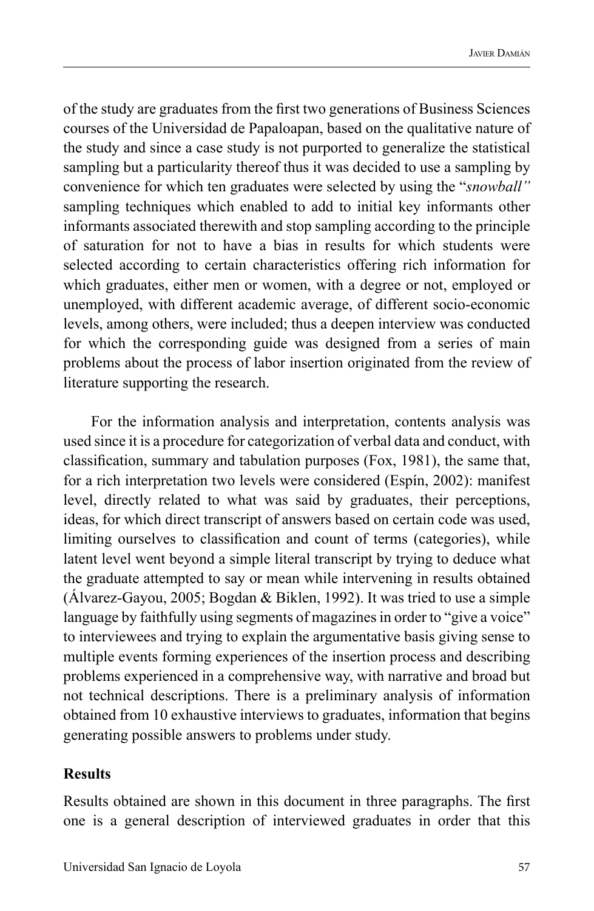of the study are graduates from the first two generations of Business Sciences courses of the Universidad de Papaloapan, based on the qualitative nature of the study and since a case study is not purported to generalize the statistical sampling but a particularity thereof thus it was decided to use a sampling by convenience for which ten graduates were selected by using the "*snowball"* sampling techniques which enabled to add to initial key informants other informants associated therewith and stop sampling according to the principle of saturation for not to have a bias in results for which students were selected according to certain characteristics offering rich information for which graduates, either men or women, with a degree or not, employed or unemployed, with different academic average, of different socio-economic levels, among others, were included; thus a deepen interview was conducted for which the corresponding guide was designed from a series of main problems about the process of labor insertion originated from the review of literature supporting the research.

For the information analysis and interpretation, contents analysis was used since it is a procedure for categorization of verbal data and conduct, with classification, summary and tabulation purposes (Fox, 1981), the same that, for a rich interpretation two levels were considered (Espín, 2002): manifest level, directly related to what was said by graduates, their perceptions, ideas, for which direct transcript of answers based on certain code was used, limiting ourselves to classification and count of terms (categories), while latent level went beyond a simple literal transcript by trying to deduce what the graduate attempted to say or mean while intervening in results obtained (Álvarez-Gayou, 2005; Bogdan & Biklen, 1992). It was tried to use a simple language by faithfully using segments of magazines in order to "give a voice" to interviewees and trying to explain the argumentative basis giving sense to multiple events forming experiences of the insertion process and describing problems experienced in a comprehensive way, with narrative and broad but not technical descriptions. There is a preliminary analysis of information obtained from 10 exhaustive interviews to graduates, information that begins generating possible answers to problems under study.

## Results

Results obtained are shown in this document in three paragraphs. The first one is a general description of interviewed graduates in order that this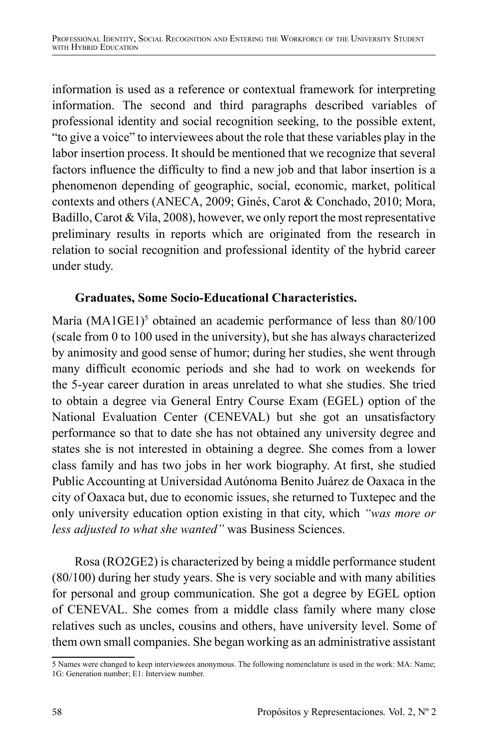information is used as a reference or contextual framework for interpreting information. The second and third paragraphs described variables of professional identity and social recognition seeking, to the possible extent, "to give a voice" to interviewees about the role that these variables play in the labor insertion process. It should be mentioned that we recognize that several factors influence the difficulty to find a new job and that labor insertion is a phenomenon depending of geographic, social, economic, market, political contexts and others (ANECA, 2009; Ginés, Carot & Conchado, 2010; Mora, Badillo, Carot & Vila, 2008), however, we only report the most representative preliminary results in reports which are originated from the research in relation to social recognition and professional identity of the hybrid career under study.

**Graduates, Some Socio-Educational Characteristics.**

María (MA1GE1)[5] obtained an academic performance of less than 80/100 (scale from 0 to 100 used in the university), but she has always characterized by animosity and good sense of humor; during her studies, she went through many difficult economic periods and she had to work on weekends for the 5-year career duration in areas unrelated to what she studies. She tried to obtain a degree via General Entry Course Exam (EGEL) option of the National Evaluation Center (CENEVAL) but she got an unsatisfactory performance so that to date she has not obtained any university degree and states she is not interested in obtaining a degree. She comes from a lower class family and has two jobs in her work biography. At first, she studied Public Accounting at Universidad Autónoma Benito Juárez de Oaxaca in the city of Oaxaca but, due to economic issues, she returned to Tuxtepec and the only university education option existing in that city, which *"was more or less adjusted to what she wanted"* was Business Sciences.

Rosa (RO2GE2) is characterized by being a middle performance student (80/100) during her study years. She is very sociable and with many abilities for personal and group communication. She got a degree by EGEL option of CENEVAL. She comes from a middle class family where many close relatives such as uncles, cousins and others, have university level. Some of them own small companies. She began working as an administrative assistant

5 Names were changed to keep interviewees anonymous. The following nomenclature is used in the work: MA: Name; 1G: Generation number; E1: Interview number.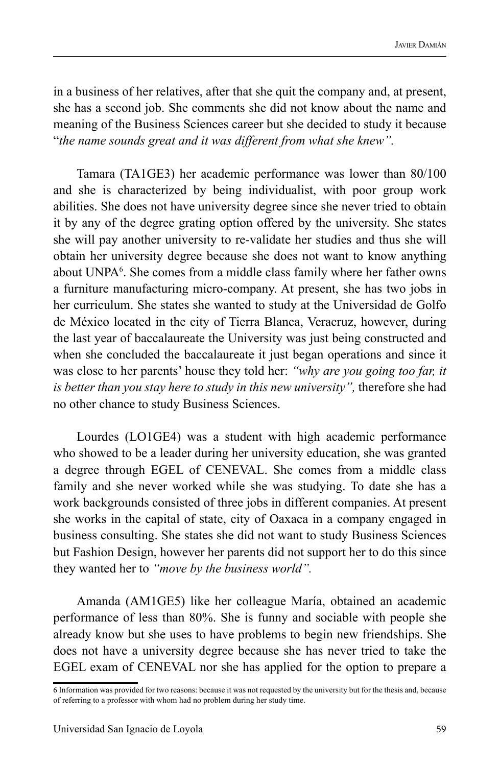in a business of her relatives, after that she quit the company and, at present, she has a second job. She comments she did not know about the name and meaning of the Business Sciences career but she decided to study it because "*the name sounds great and it was different from what she knew".*

Tamara (TA1GE3) her academic performance was lower than 80/100 and she is characterized by being individualist, with poor group work abilities. She does not have university degree since she never tried to obtain it by any of the degree grating option offered by the university. She states she will pay another university to re-validate her studies and thus she will obtain her university degree because she does not want to know anything about UNPA[6]. She comes from a middle class family where her father owns a furniture manufacturing micro-company. At present, she has two jobs in her curriculum. She states she wanted to study at the Universidad de Golfo de México located in the city of Tierra Blanca, Veracruz, however, during the last year of baccalaureate the University was just being constructed and when she concluded the baccalaureate it just began operations and since it was close to her parents' house they told her: *"why are you going too far, it is better than you stay here to study in this new university",* therefore she had no other chance to study Business Sciences.

Lourdes (LO1GE4) was a student with high academic performance who showed to be a leader during her university education, she was granted a degree through EGEL of CENEVAL. She comes from a middle class family and she never worked while she was studying. To date she has a work backgrounds consisted of three jobs in different companies. At present she works in the capital of state, city of Oaxaca in a company engaged in business consulting. She states she did not want to study Business Sciences but Fashion Design, however her parents did not support her to do this since they wanted her to *"move by the business world".*

Amanda (AM1GE5) like her colleague María, obtained an academic performance of less than 80%. She is funny and sociable with people she already know but she uses to have problems to begin new friendships. She does not have a university degree because she has never tried to take the EGEL exam of CENEVAL nor she has applied for the option to prepare a

6 Information was provided for two reasons: because it was not requested by the university but for the thesis and, because of referring to a professor with whom had no problem during her study time.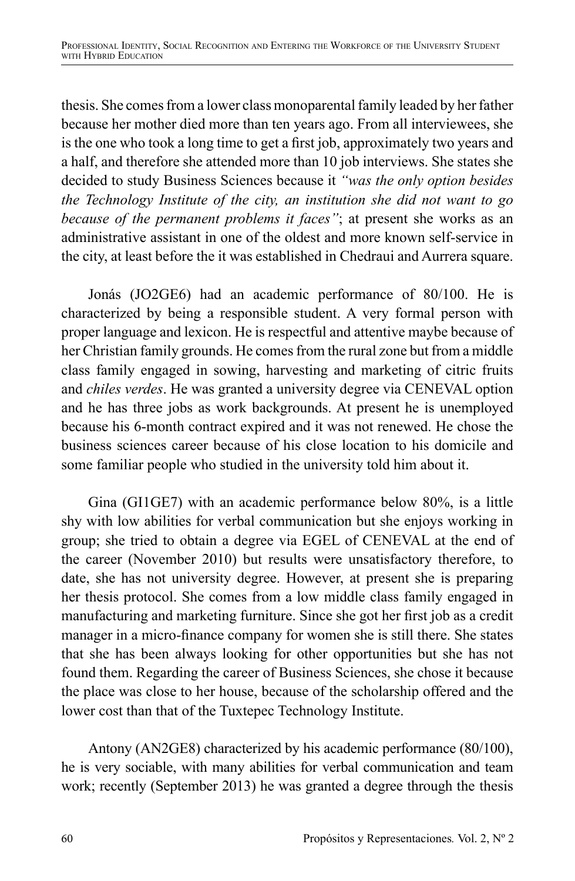thesis. She comes from a lower class monoparental family leaded by her father because her mother died more than ten years ago. From all interviewees, she is the one who took a long time to get a first job, approximately two years and a half, and therefore she attended more than 10 job interviews. She states she decided to study Business Sciences because it *"was the only option besides the Technology Institute of the city, an institution she did not want to go because of the permanent problems it faces"*; at present she works as an administrative assistant in one of the oldest and more known self-service in the city, at least before the it was established in Chedraui and Aurrera square.

Jonás (JO2GE6) had an academic performance of 80/100. He is characterized by being a responsible student. A very formal person with proper language and lexicon. He is respectful and attentive maybe because of her Christian family grounds. He comes from the rural zone but from a middle class family engaged in sowing, harvesting and marketing of citric fruits and *chiles verdes*. He was granted a university degree via CENEVAL option and he has three jobs as work backgrounds. At present he is unemployed because his 6-month contract expired and it was not renewed. He chose the business sciences career because of his close location to his domicile and some familiar people who studied in the university told him about it.

Gina (GI1GE7) with an academic performance below 80%, is a little shy with low abilities for verbal communication but she enjoys working in group; she tried to obtain a degree via EGEL of CENEVAL at the end of the career (November 2010) but results were unsatisfactory therefore, to date, she has not university degree. However, at present she is preparing her thesis protocol. She comes from a low middle class family engaged in manufacturing and marketing furniture. Since she got her first job as a credit manager in a micro-finance company for women she is still there. She states that she has been always looking for other opportunities but she has not found them. Regarding the career of Business Sciences, she chose it because the place was close to her house, because of the scholarship offered and the lower cost than that of the Tuxtepec Technology Institute.

Antony (AN2GE8) characterized by his academic performance (80/100), he is very sociable, with many abilities for verbal communication and team work; recently (September 2013) he was granted a degree through the thesis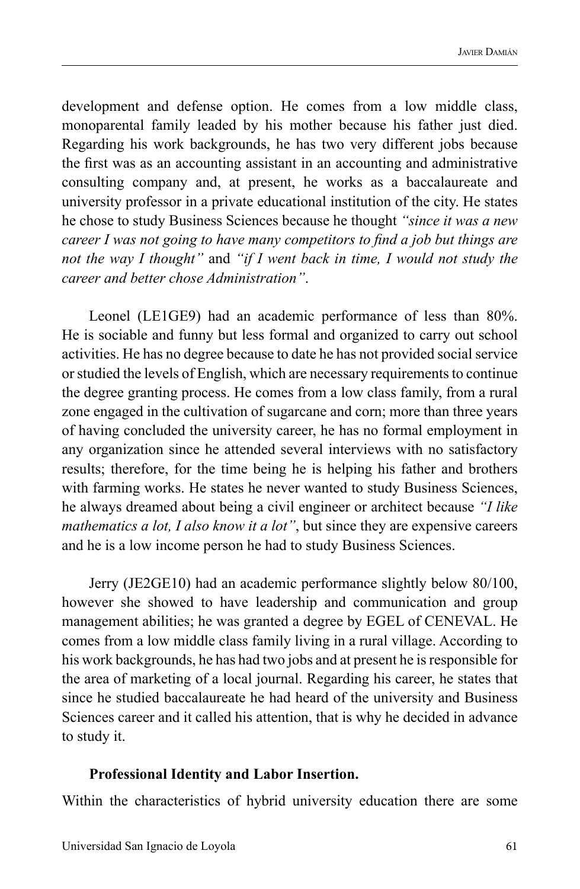development and defense option. He comes from a low middle class, monoparental family leaded by his mother because his father just died. Regarding his work backgrounds, he has two very different jobs because the first was as an accounting assistant in an accounting and administrative consulting company and, at present, he works as a baccalaureate and university professor in a private educational institution of the city. He states he chose to study Business Sciences because he thought *"since it was a new career I was not going to have many competitors to find a job but things are not the way I thought"* and *"if I went back in time, I would not study the career and better chose Administration"*.

Leonel (LE1GE9) had an academic performance of less than 80%. He is sociable and funny but less formal and organized to carry out school activities. He has no degree because to date he has not provided social service or studied the levels of English, which are necessary requirements to continue the degree granting process. He comes from a low class family, from a rural zone engaged in the cultivation of sugarcane and corn; more than three years of having concluded the university career, he has no formal employment in any organization since he attended several interviews with no satisfactory results; therefore, for the time being he is helping his father and brothers with farming works. He states he never wanted to study Business Sciences, he always dreamed about being a civil engineer or architect because *"I like mathematics a lot, I also know it a lot"*, but since they are expensive careers and he is a low income person he had to study Business Sciences.

Jerry (JE2GE10) had an academic performance slightly below 80/100, however she showed to have leadership and communication and group management abilities; he was granted a degree by EGEL of CENEVAL. He comes from a low middle class family living in a rural village. According to his work backgrounds, he has had two jobs and at present he is responsible for the area of marketing of a local journal. Regarding his career, he states that since he studied baccalaureate he had heard of the university and Business Sciences career and it called his attention, that is why he decided in advance to study it.

**Professional Identity and Labor Insertion.**

Within the characteristics of hybrid university education there are some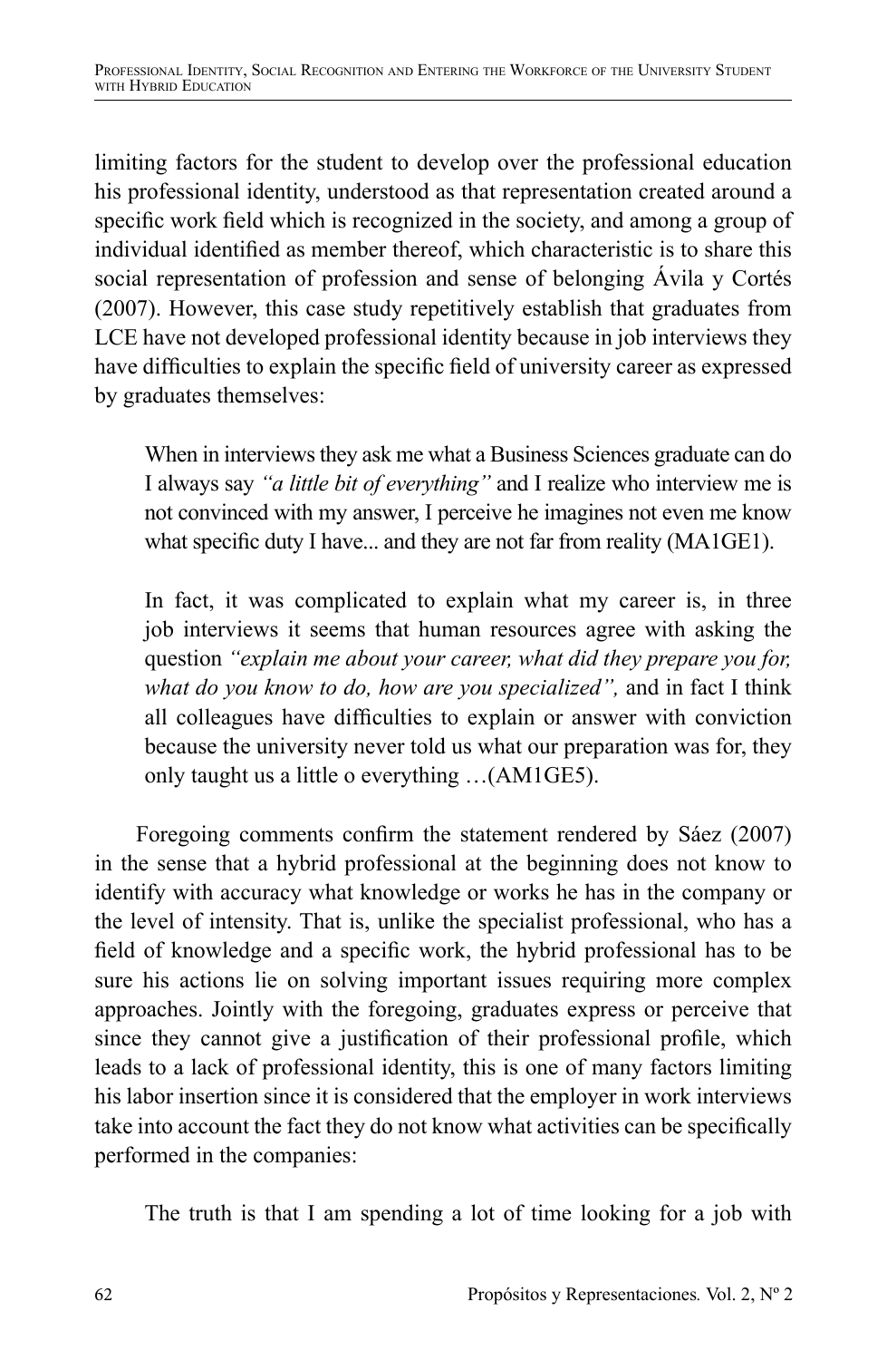limiting factors for the student to develop over the professional education his professional identity, understood as that representation created around a specific work field which is recognized in the society, and among a group of individual identified as member thereof, which characteristic is to share this social representation of profession and sense of belonging Ávila y Cortés (2007). However, this case study repetitively establish that graduates from LCE have not developed professional identity because in job interviews they have difficulties to explain the specific field of university career as expressed by graduates themselves:

> When in interviews they ask me what a Business Sciences graduate can do I always say *"a little bit of everything"* and I realize who interview me is not convinced with my answer, I perceive he imagines not even me know what specific duty I have... and they are not far from reality (MA1GE1).

> In fact, it was complicated to explain what my career is, in three job interviews it seems that human resources agree with asking the question *"explain me about your career, what did they prepare you for, what do you know to do, how are you specialized",* and in fact I think all colleagues have difficulties to explain or answer with conviction because the university never told us what our preparation was for, they only taught us a little o everything …(AM1GE5).

Foregoing comments confirm the statement rendered by Sáez (2007) in the sense that a hybrid professional at the beginning does not know to identify with accuracy what knowledge or works he has in the company or the level of intensity. That is, unlike the specialist professional, who has a field of knowledge and a specific work, the hybrid professional has to be sure his actions lie on solving important issues requiring more complex approaches. Jointly with the foregoing, graduates express or perceive that since they cannot give a justification of their professional profile, which leads to a lack of professional identity, this is one of many factors limiting his labor insertion since it is considered that the employer in work interviews take into account the fact they do not know what activities can be specifically performed in the companies:

> The truth is that I am spending a lot of time looking for a job with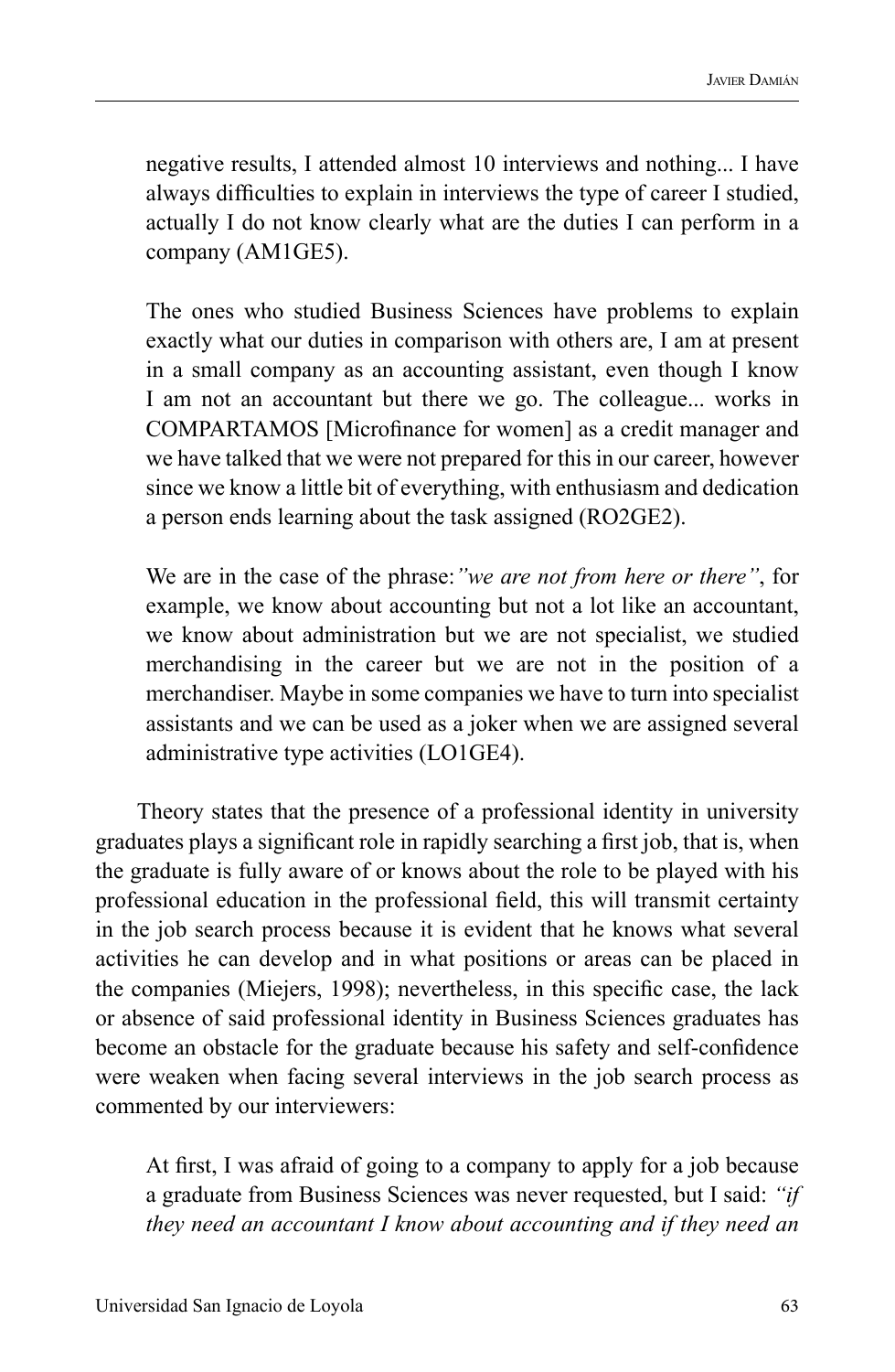> negative results, I attended almost 10 interviews and nothing... I have always difficulties to explain in interviews the type of career I studied, actually I do not know clearly what are the duties I can perform in a company (AM1GE5).

> The ones who studied Business Sciences have problems to explain exactly what our duties in comparison with others are, I am at present in a small company as an accounting assistant, even though I know I am not an accountant but there we go. The colleague... works in COMPARTAMOS [Microfinance for women] as a credit manager and we have talked that we were not prepared for this in our career, however since we know a little bit of everything, with enthusiasm and dedication a person ends learning about the task assigned (RO2GE2).

> We are in the case of the phrase:*"we are not from here or there"*, for example, we know about accounting but not a lot like an accountant, we know about administration but we are not specialist, we studied merchandising in the career but we are not in the position of a merchandiser. Maybe in some companies we have to turn into specialist assistants and we can be used as a joker when we are assigned several administrative type activities (LO1GE4).

Theory states that the presence of a professional identity in university graduates plays a significant role in rapidly searching a first job, that is, when the graduate is fully aware of or knows about the role to be played with his professional education in the professional field, this will transmit certainty in the job search process because it is evident that he knows what several activities he can develop and in what positions or areas can be placed in the companies (Miejers, 1998); nevertheless, in this specific case, the lack or absence of said professional identity in Business Sciences graduates has become an obstacle for the graduate because his safety and self-confidence were weaken when facing several interviews in the job search process as commented by our interviewers:

> At first, I was afraid of going to a company to apply for a job because a graduate from Business Sciences was never requested, but I said: *"if they need an accountant I know about accounting and if they need an*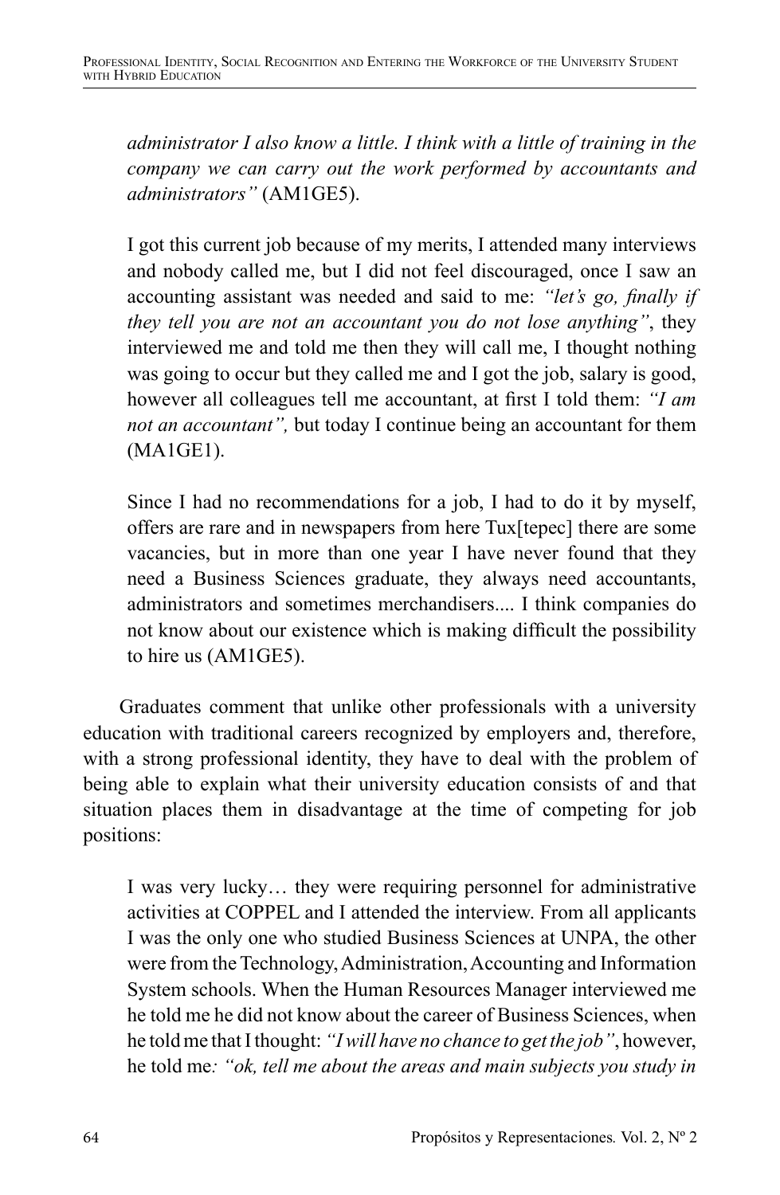*administrator I also know a little. I think with a little of training in the company we can carry out the work performed by accountants and administrators"* (AM1GE5).

> I got this current job because of my merits, I attended many interviews and nobody called me, but I did not feel discouraged, once I saw an accounting assistant was needed and said to me: *"let's go, finally if they tell you are not an accountant you do not lose anything"*, they interviewed me and told me then they will call me, I thought nothing was going to occur but they called me and I got the job, salary is good, however all colleagues tell me accountant, at first I told them: *"I am not an accountant",* but today I continue being an accountant for them (MA1GE1).

> Since I had no recommendations for a job, I had to do it by myself, offers are rare and in newspapers from here Tux[tepec] there are some vacancies, but in more than one year I have never found that they need a Business Sciences graduate, they always need accountants, administrators and sometimes merchandisers.... I think companies do not know about our existence which is making difficult the possibility to hire us (AM1GE5).

Graduates comment that unlike other professionals with a university education with traditional careers recognized by employers and, therefore, with a strong professional identity, they have to deal with the problem of being able to explain what their university education consists of and that situation places them in disadvantage at the time of competing for job positions:

> I was very lucky… they were requiring personnel for administrative activities at COPPEL and I attended the interview. From all applicants I was the only one who studied Business Sciences at UNPA, the other were from the Technology, Administration, Accounting and Information System schools. When the Human Resources Manager interviewed me he told me he did not know about the career of Business Sciences, when he told me that I thought: *"I will have no chance to get the job"*, however, he told me*: "ok, tell me about the areas and main subjects you study in*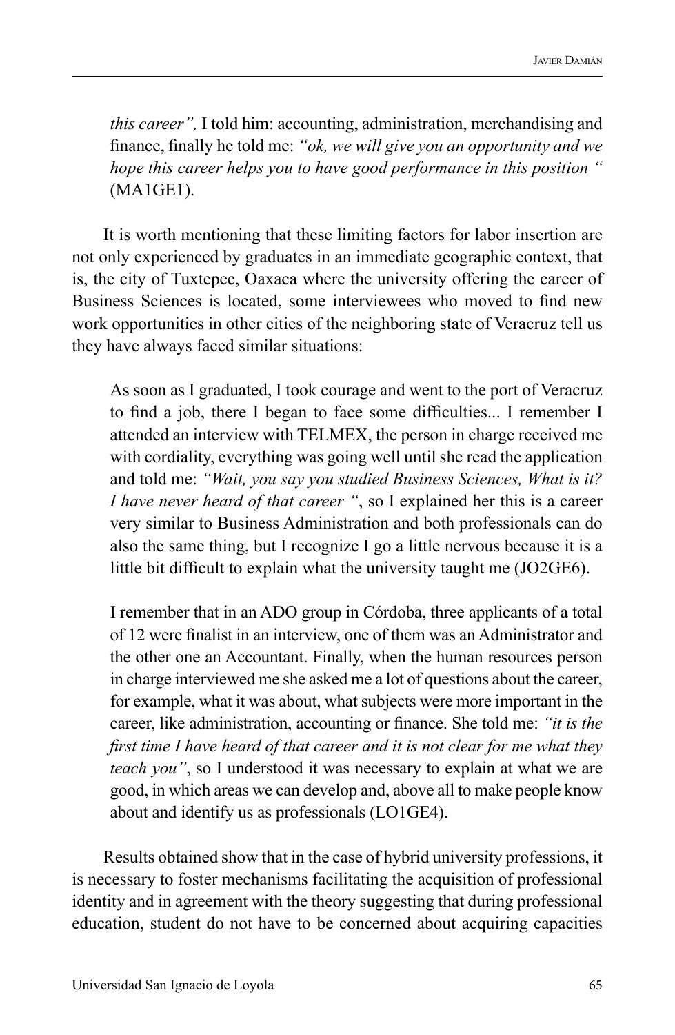> *this career",* I told him: accounting, administration, merchandising and finance, finally he told me: *"ok, we will give you an opportunity and we hope this career helps you to have good performance in this position "* (MA1GE1).

It is worth mentioning that these limiting factors for labor insertion are not only experienced by graduates in an immediate geographic context, that is, the city of Tuxtepec, Oaxaca where the university offering the career of Business Sciences is located, some interviewees who moved to find new work opportunities in other cities of the neighboring state of Veracruz tell us they have always faced similar situations:

> As soon as I graduated, I took courage and went to the port of Veracruz to find a job, there I began to face some difficulties... I remember I attended an interview with TELMEX, the person in charge received me with cordiality, everything was going well until she read the application and told me: *"Wait, you say you studied Business Sciences, What is it? I have never heard of that career "*, so I explained her this is a career very similar to Business Administration and both professionals can do also the same thing, but I recognize I go a little nervous because it is a little bit difficult to explain what the university taught me (JO2GE6).

> I remember that in an ADO group in Córdoba, three applicants of a total of 12 were finalist in an interview, one of them was an Administrator and the other one an Accountant. Finally, when the human resources person in charge interviewed me she asked me a lot of questions about the career, for example, what it was about, what subjects were more important in the career, like administration, accounting or finance. She told me: *"it is the first time I have heard of that career and it is not clear for me what they teach you"*, so I understood it was necessary to explain at what we are good, in which areas we can develop and, above all to make people know about and identify us as professionals (LO1GE4).

Results obtained show that in the case of hybrid university professions, it is necessary to foster mechanisms facilitating the acquisition of professional identity and in agreement with the theory suggesting that during professional education, student do not have to be concerned about acquiring capacities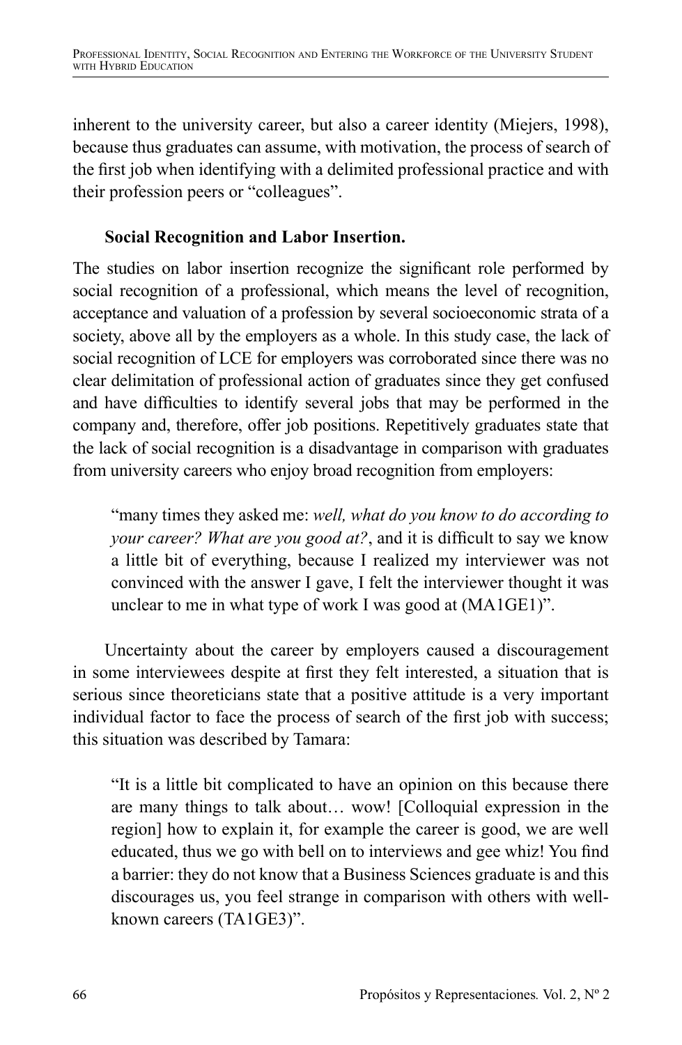inherent to the university career, but also a career identity (Miejers, 1998), because thus graduates can assume, with motivation, the process of search of the first job when identifying with a delimited professional practice and with their profession peers or "colleagues".

**Social Recognition and Labor Insertion.**

The studies on labor insertion recognize the significant role performed by social recognition of a professional, which means the level of recognition, acceptance and valuation of a profession by several socioeconomic strata of a society, above all by the employers as a whole. In this study case, the lack of social recognition of LCE for employers was corroborated since there was no clear delimitation of professional action of graduates since they get confused and have difficulties to identify several jobs that may be performed in the company and, therefore, offer job positions. Repetitively graduates state that the lack of social recognition is a disadvantage in comparison with graduates from university careers who enjoy broad recognition from employers:

> "many times they asked me: *well, what do you know to do according to your career? What are you good at?*, and it is difficult to say we know a little bit of everything, because I realized my interviewer was not convinced with the answer I gave, I felt the interviewer thought it was unclear to me in what type of work I was good at (MA1GE1)".

Uncertainty about the career by employers caused a discouragement in some interviewees despite at first they felt interested, a situation that is serious since theoreticians state that a positive attitude is a very important individual factor to face the process of search of the first job with success; this situation was described by Tamara:

> "It is a little bit complicated to have an opinion on this because there are many things to talk about… wow! [Colloquial expression in the region] how to explain it, for example the career is good, we are well educated, thus we go with bell on to interviews and gee whiz! You find a barrier: they do not know that a Business Sciences graduate is and this discourages us, you feel strange in comparison with others with well-known careers (TA1GE3)".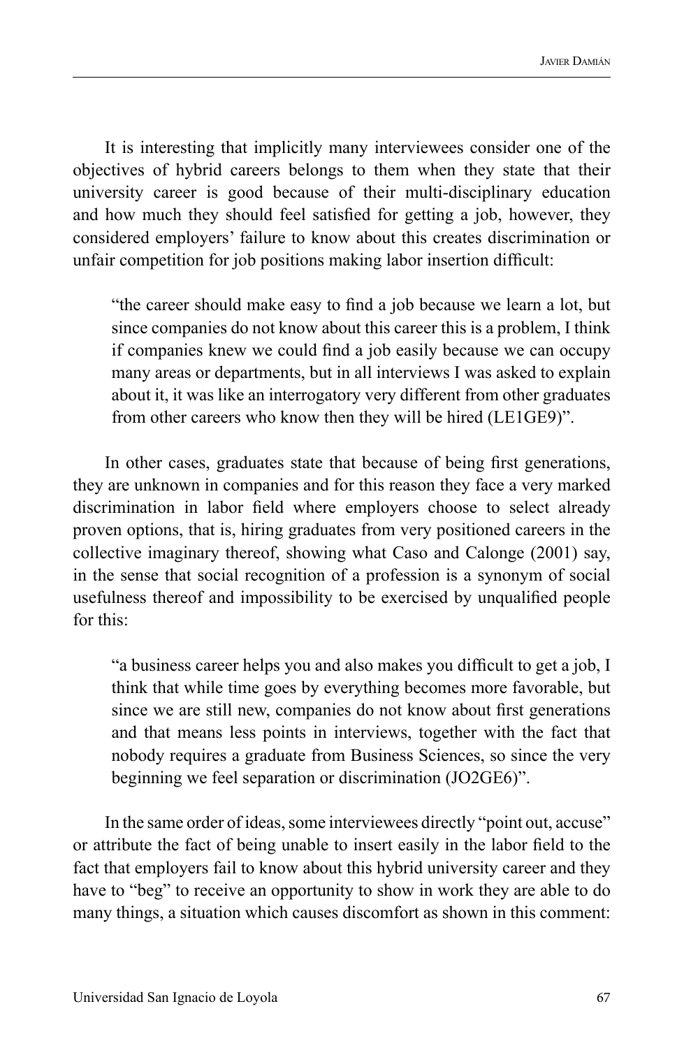It is interesting that implicitly many interviewees consider one of the objectives of hybrid careers belongs to them when they state that their university career is good because of their multi-disciplinary education and how much they should feel satisfied for getting a job, however, they considered employers' failure to know about this creates discrimination or unfair competition for job positions making labor insertion difficult:

> "the career should make easy to find a job because we learn a lot, but since companies do not know about this career this is a problem, I think if companies knew we could find a job easily because we can occupy many areas or departments, but in all interviews I was asked to explain about it, it was like an interrogatory very different from other graduates from other careers who know then they will be hired (LE1GE9)".

In other cases, graduates state that because of being first generations, they are unknown in companies and for this reason they face a very marked discrimination in labor field where employers choose to select already proven options, that is, hiring graduates from very positioned careers in the collective imaginary thereof, showing what Caso and Calonge (2001) say, in the sense that social recognition of a profession is a synonym of social usefulness thereof and impossibility to be exercised by unqualified people for this:

> "a business career helps you and also makes you difficult to get a job, I think that while time goes by everything becomes more favorable, but since we are still new, companies do not know about first generations and that means less points in interviews, together with the fact that nobody requires a graduate from Business Sciences, so since the very beginning we feel separation or discrimination (JO2GE6)".

In the same order of ideas, some interviewees directly "point out, accuse" or attribute the fact of being unable to insert easily in the labor field to the fact that employers fail to know about this hybrid university career and they have to "beg" to receive an opportunity to show in work they are able to do many things, a situation which causes discomfort as shown in this comment: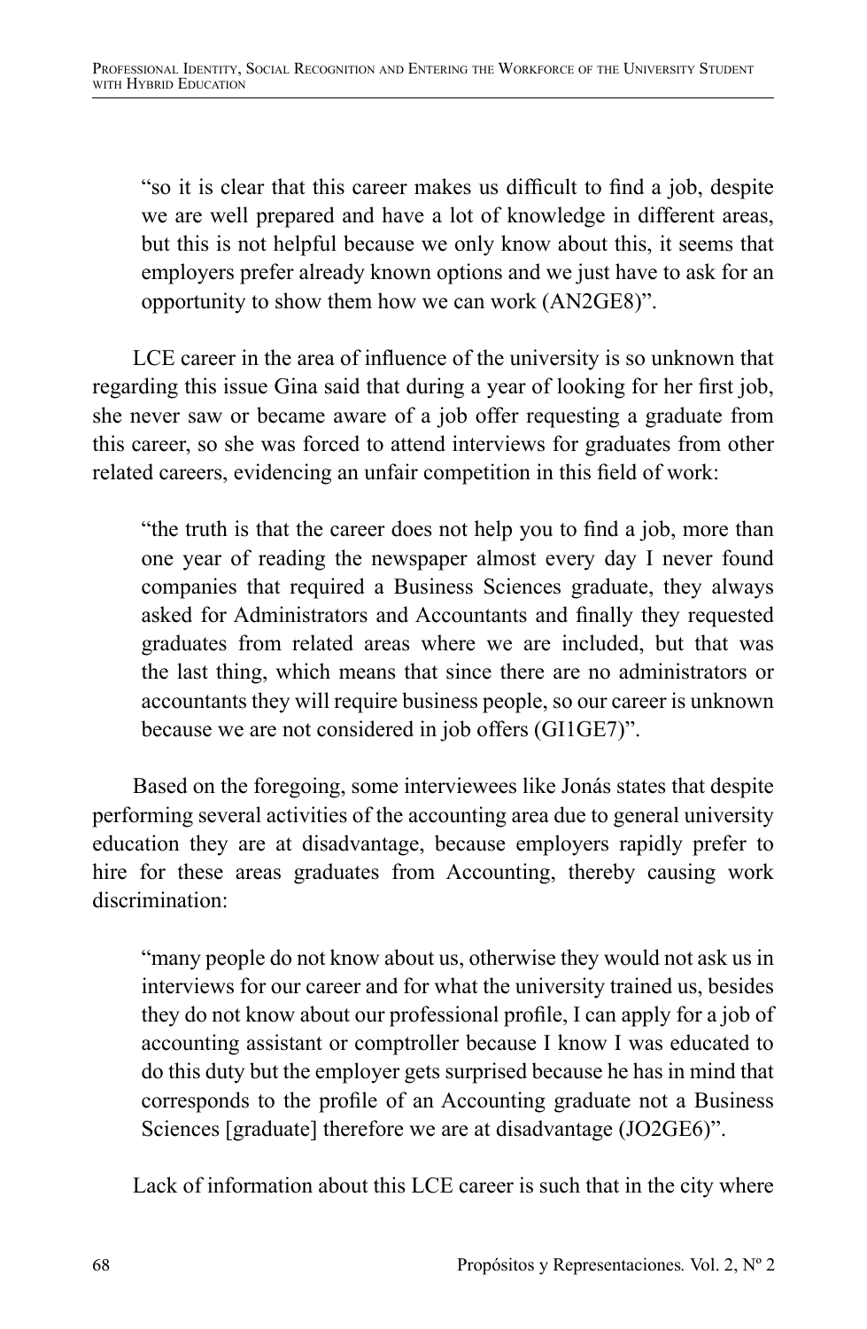> "so it is clear that this career makes us difficult to find a job, despite we are well prepared and have a lot of knowledge in different areas, but this is not helpful because we only know about this, it seems that employers prefer already known options and we just have to ask for an opportunity to show them how we can work (AN2GE8)".

LCE career in the area of influence of the university is so unknown that regarding this issue Gina said that during a year of looking for her first job, she never saw or became aware of a job offer requesting a graduate from this career, so she was forced to attend interviews for graduates from other related careers, evidencing an unfair competition in this field of work:

> "the truth is that the career does not help you to find a job, more than one year of reading the newspaper almost every day I never found companies that required a Business Sciences graduate, they always asked for Administrators and Accountants and finally they requested graduates from related areas where we are included, but that was the last thing, which means that since there are no administrators or accountants they will require business people, so our career is unknown because we are not considered in job offers (GI1GE7)".

Based on the foregoing, some interviewees like Jonás states that despite performing several activities of the accounting area due to general university education they are at disadvantage, because employers rapidly prefer to hire for these areas graduates from Accounting, thereby causing work discrimination:

> "many people do not know about us, otherwise they would not ask us in interviews for our career and for what the university trained us, besides they do not know about our professional profile, I can apply for a job of accounting assistant or comptroller because I know I was educated to do this duty but the employer gets surprised because he has in mind that corresponds to the profile of an Accounting graduate not a Business Sciences [graduate] therefore we are at disadvantage (JO2GE6)".

Lack of information about this LCE career is such that in the city where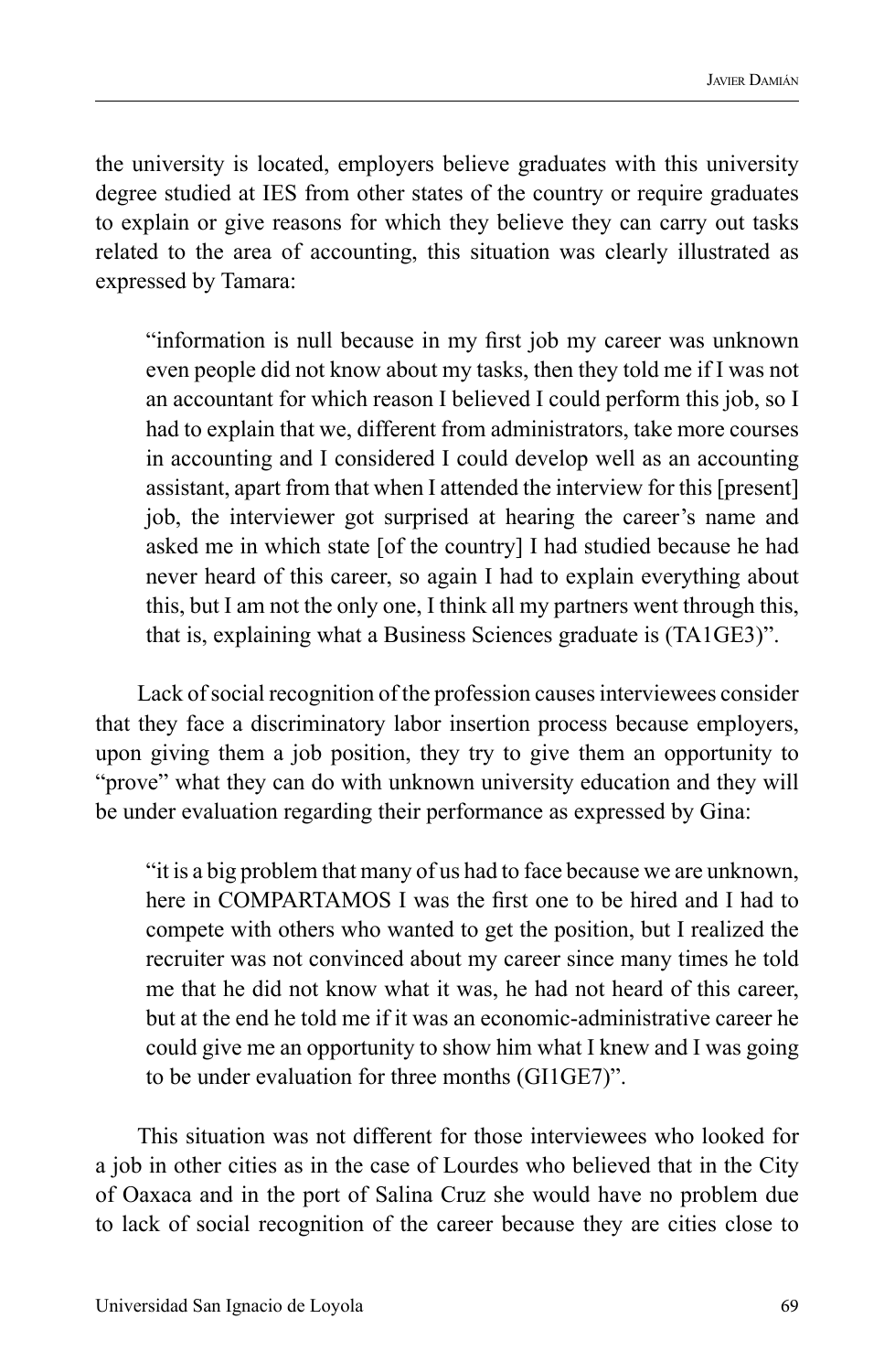the university is located, employers believe graduates with this university degree studied at IES from other states of the country or require graduates to explain or give reasons for which they believe they can carry out tasks related to the area of accounting, this situation was clearly illustrated as expressed by Tamara:

> "information is null because in my first job my career was unknown even people did not know about my tasks, then they told me if I was not an accountant for which reason I believed I could perform this job, so I had to explain that we, different from administrators, take more courses in accounting and I considered I could develop well as an accounting assistant, apart from that when I attended the interview for this [present] job, the interviewer got surprised at hearing the career's name and asked me in which state [of the country] I had studied because he had never heard of this career, so again I had to explain everything about this, but I am not the only one, I think all my partners went through this, that is, explaining what a Business Sciences graduate is (TA1GE3)".

Lack of social recognition of the profession causes interviewees consider that they face a discriminatory labor insertion process because employers, upon giving them a job position, they try to give them an opportunity to "prove" what they can do with unknown university education and they will be under evaluation regarding their performance as expressed by Gina:

> "it is a big problem that many of us had to face because we are unknown, here in COMPARTAMOS I was the first one to be hired and I had to compete with others who wanted to get the position, but I realized the recruiter was not convinced about my career since many times he told me that he did not know what it was, he had not heard of this career, but at the end he told me if it was an economic-administrative career he could give me an opportunity to show him what I knew and I was going to be under evaluation for three months (GI1GE7)".

This situation was not different for those interviewees who looked for a job in other cities as in the case of Lourdes who believed that in the City of Oaxaca and in the port of Salina Cruz she would have no problem due to lack of social recognition of the career because they are cities close to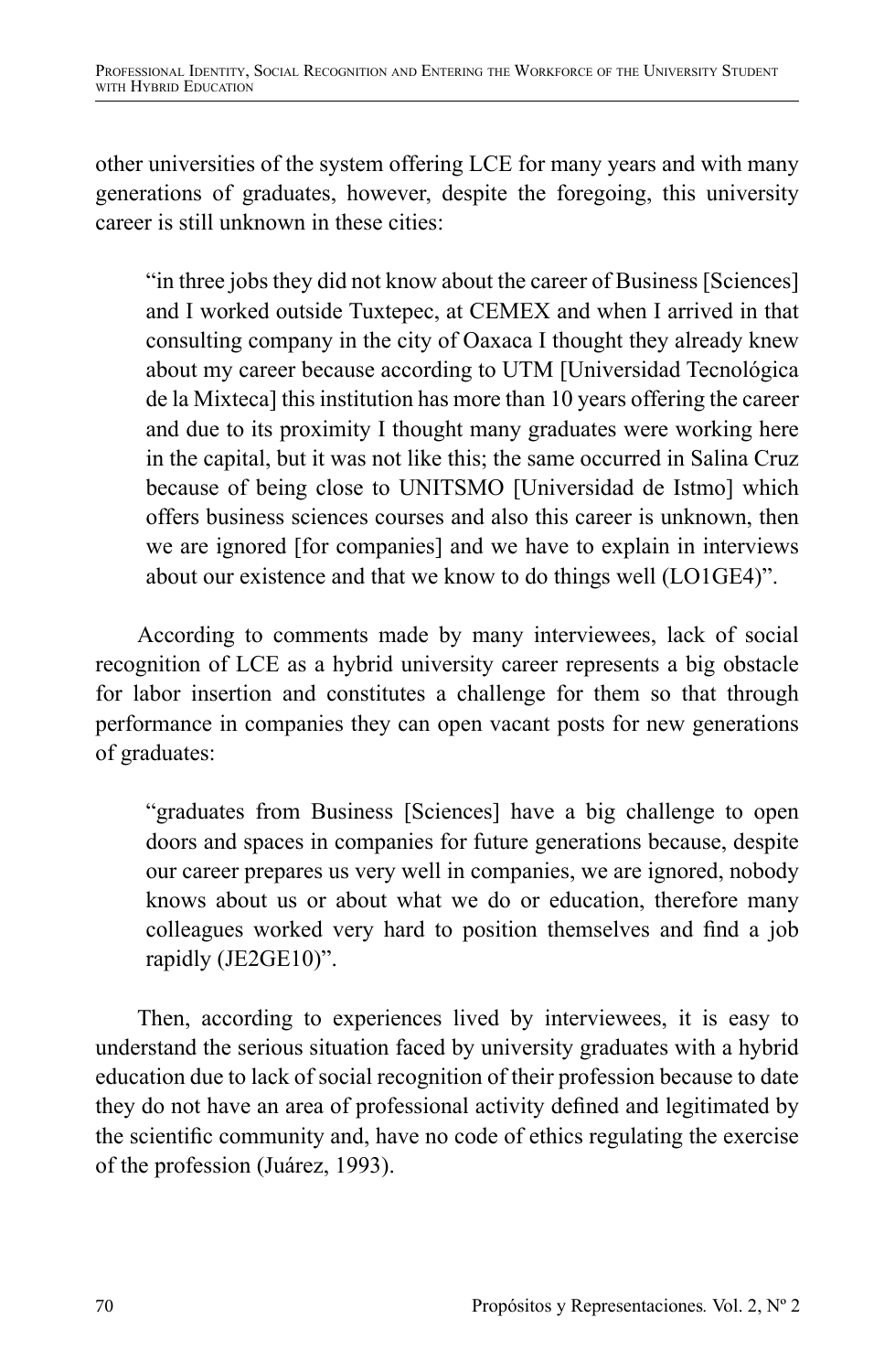other universities of the system offering LCE for many years and with many generations of graduates, however, despite the foregoing, this university career is still unknown in these cities:

> "in three jobs they did not know about the career of Business [Sciences] and I worked outside Tuxtepec, at CEMEX and when I arrived in that consulting company in the city of Oaxaca I thought they already knew about my career because according to UTM [Universidad Tecnológica de la Mixteca] this institution has more than 10 years offering the career and due to its proximity I thought many graduates were working here in the capital, but it was not like this; the same occurred in Salina Cruz because of being close to UNITSMO [Universidad de Istmo] which offers business sciences courses and also this career is unknown, then we are ignored [for companies] and we have to explain in interviews about our existence and that we know to do things well (LO1GE4)".

According to comments made by many interviewees, lack of social recognition of LCE as a hybrid university career represents a big obstacle for labor insertion and constitutes a challenge for them so that through performance in companies they can open vacant posts for new generations of graduates:

> "graduates from Business [Sciences] have a big challenge to open doors and spaces in companies for future generations because, despite our career prepares us very well in companies, we are ignored, nobody knows about us or about what we do or education, therefore many colleagues worked very hard to position themselves and find a job rapidly (JE2GE10)".

Then, according to experiences lived by interviewees, it is easy to understand the serious situation faced by university graduates with a hybrid education due to lack of social recognition of their profession because to date they do not have an area of professional activity defined and legitimated by the scientific community and, have no code of ethics regulating the exercise of the profession (Juárez, 1993).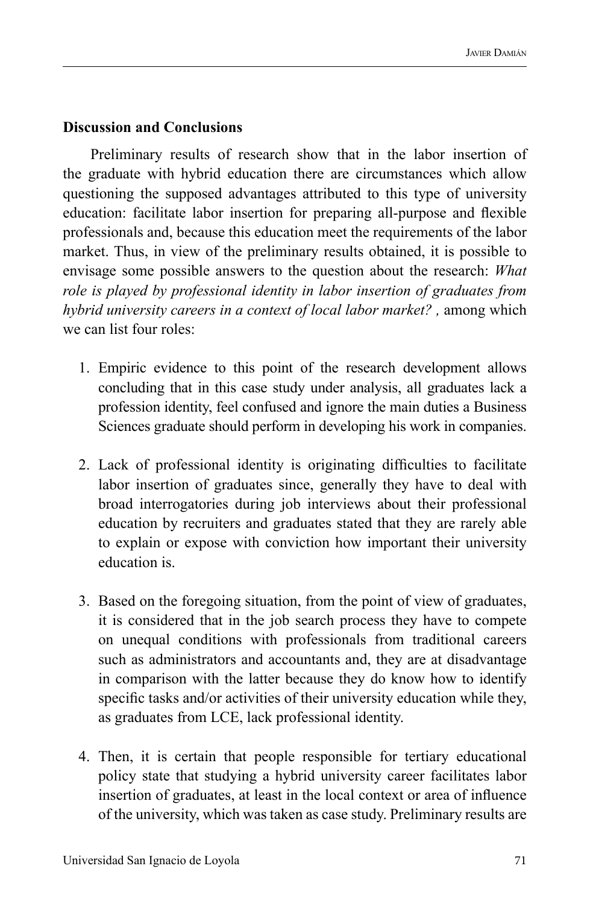**Discussion and Conclusions**

Preliminary results of research show that in the labor insertion of the graduate with hybrid education there are circumstances which allow questioning the supposed advantages attributed to this type of university education: facilitate labor insertion for preparing all-purpose and flexible professionals and, because this education meet the requirements of the labor market. Thus, in view of the preliminary results obtained, it is possible to envisage some possible answers to the question about the research: *What role is played by professional identity in labor insertion of graduates from hybrid university careers in a context of local labor market? ,* among which we can list four roles:

1. Empiric evidence to this point of the research development allows concluding that in this case study under analysis, all graduates lack a profession identity, feel confused and ignore the main duties a Business Sciences graduate should perform in developing his work in companies.

2. Lack of professional identity is originating difficulties to facilitate labor insertion of graduates since, generally they have to deal with broad interrogatories during job interviews about their professional education by recruiters and graduates stated that they are rarely able to explain or expose with conviction how important their university education is.

3. Based on the foregoing situation, from the point of view of graduates, it is considered that in the job search process they have to compete on unequal conditions with professionals from traditional careers such as administrators and accountants and, they are at disadvantage in comparison with the latter because they do know how to identify specific tasks and/or activities of their university education while they, as graduates from LCE, lack professional identity.

4. Then, it is certain that people responsible for tertiary educational policy state that studying a hybrid university career facilitates labor insertion of graduates, at least in the local context or area of influence of the university, which was taken as case study. Preliminary results are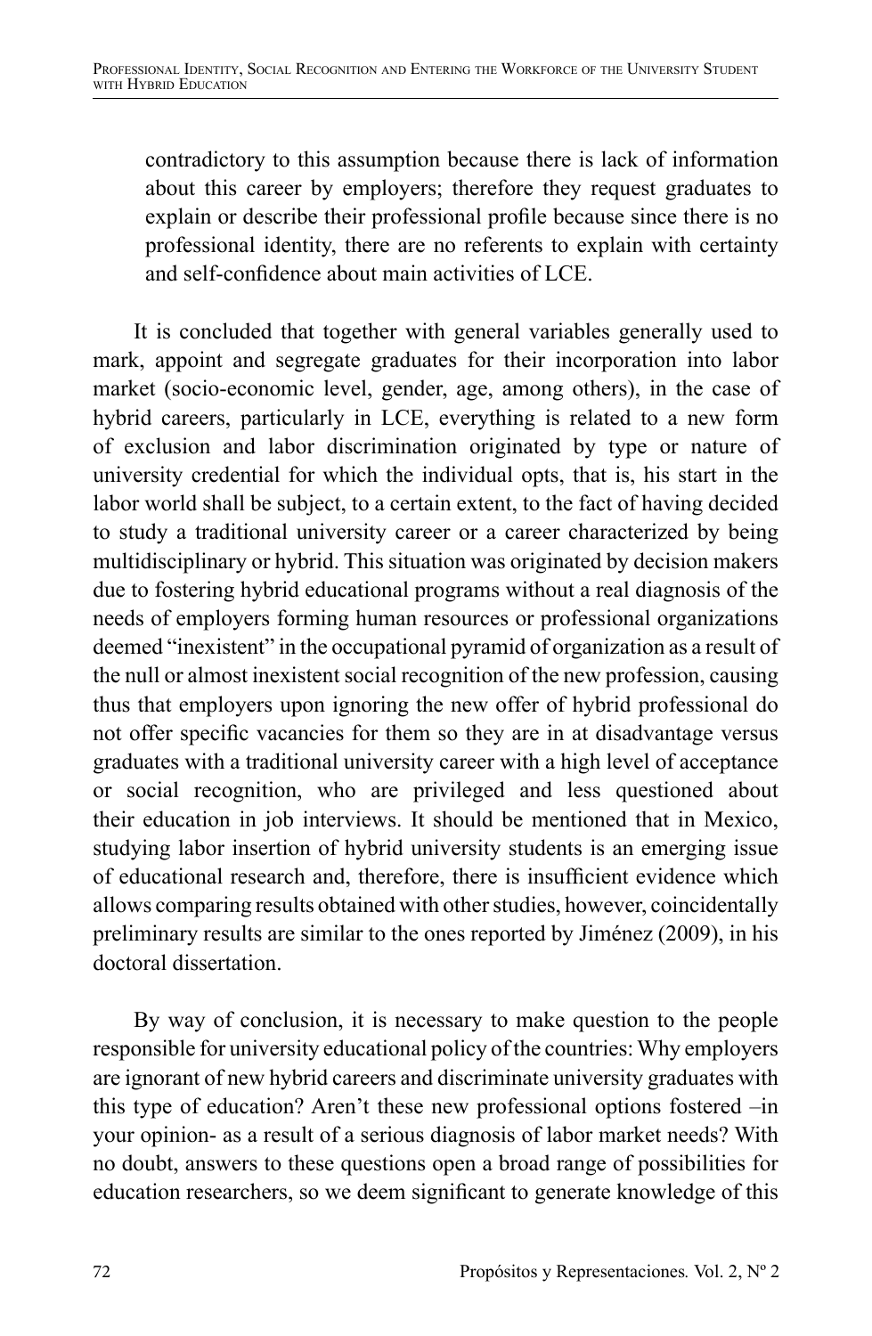> contradictory to this assumption because there is lack of information about this career by employers; therefore they request graduates to explain or describe their professional profile because since there is no professional identity, there are no referents to explain with certainty and self-confidence about main activities of LCE.

It is concluded that together with general variables generally used to mark, appoint and segregate graduates for their incorporation into labor market (socio-economic level, gender, age, among others), in the case of hybrid careers, particularly in LCE, everything is related to a new form of exclusion and labor discrimination originated by type or nature of university credential for which the individual opts, that is, his start in the labor world shall be subject, to a certain extent, to the fact of having decided to study a traditional university career or a career characterized by being multidisciplinary or hybrid. This situation was originated by decision makers due to fostering hybrid educational programs without a real diagnosis of the needs of employers forming human resources or professional organizations deemed "inexistent" in the occupational pyramid of organization as a result of the null or almost inexistent social recognition of the new profession, causing thus that employers upon ignoring the new offer of hybrid professional do not offer specific vacancies for them so they are in at disadvantage versus graduates with a traditional university career with a high level of acceptance or social recognition, who are privileged and less questioned about their education in job interviews. It should be mentioned that in Mexico, studying labor insertion of hybrid university students is an emerging issue of educational research and, therefore, there is insufficient evidence which allows comparing results obtained with other studies, however, coincidentally preliminary results are similar to the ones reported by Jiménez (2009), in his doctoral dissertation.

By way of conclusion, it is necessary to make question to the people responsible for university educational policy of the countries: Why employers are ignorant of new hybrid careers and discriminate university graduates with this type of education? Aren't these new professional options fostered –in your opinion- as a result of a serious diagnosis of labor market needs? With no doubt, answers to these questions open a broad range of possibilities for education researchers, so we deem significant to generate knowledge of this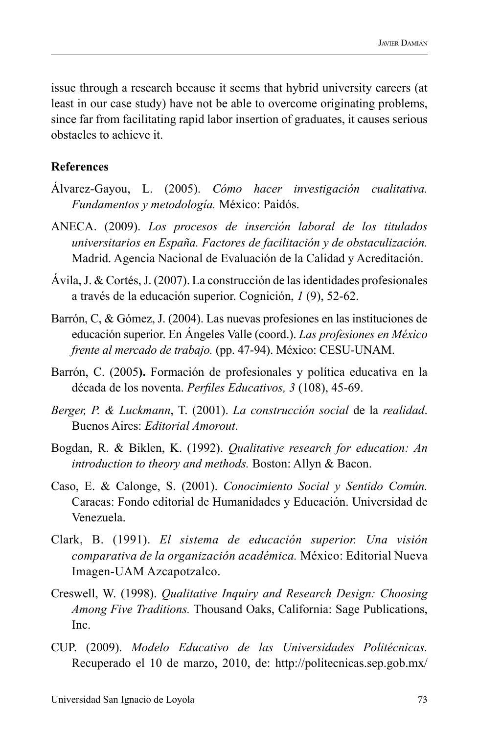issue through a research because it seems that hybrid university careers (at least in our case study) have not be able to overcome originating problems, since far from facilitating rapid labor insertion of graduates, it causes serious obstacles to achieve it.

**References**

Álvarez-Gayou, L. (2005). *Cómo hacer investigación cualitativa. Fundamentos y metodología.* México: Paidós.

ANECA. (2009). *Los procesos de inserción laboral de los titulados universitarios en España. Factores de facilitación y de obstaculización.* Madrid. Agencia Nacional de Evaluación de la Calidad y Acreditación.

Ávila, J. & Cortés, J. (2007). La construcción de las identidades profesionales a través de la educación superior. Cognición, *1* (9), 52-62.

Barrón, C, & Gómez, J. (2004). Las nuevas profesiones en las instituciones de educación superior. En Ángeles Valle (coord.). *Las profesiones en México frente al mercado de trabajo.* (pp. 47-94). México: CESU-UNAM.

Barrón, C. (2005**).** Formación de profesionales y política educativa en la década de los noventa. *Perfiles Educativos, 3* (108), 45-69.

*Berger, P. & Luckmann*, T. (2001). *La construcción social* de la *realidad*. Buenos Aires: *Editorial Amorout*.

Bogdan, R. & Biklen, K. (1992). *Qualitative research for education: An introduction to theory and methods.* Boston: Allyn & Bacon.

Caso, E. & Calonge, S. (2001). *Conocimiento Social y Sentido Común.* Caracas: Fondo editorial de Humanidades y Educación. Universidad de Venezuela.

Clark, B. (1991). *El sistema de educación superior. Una visión comparativa de la organización académica.* México: Editorial Nueva Imagen-UAM Azcapotzalco.

Creswell, W. (1998). *Qualitative Inquiry and Research Design: Choosing Among Five Traditions.* Thousand Oaks, California: Sage Publications, Inc.

CUP. (2009). *Modelo Educativo de las Universidades Politécnicas.* Recuperado el 10 de marzo, 2010, de: http://politecnicas.sep.gob.mx/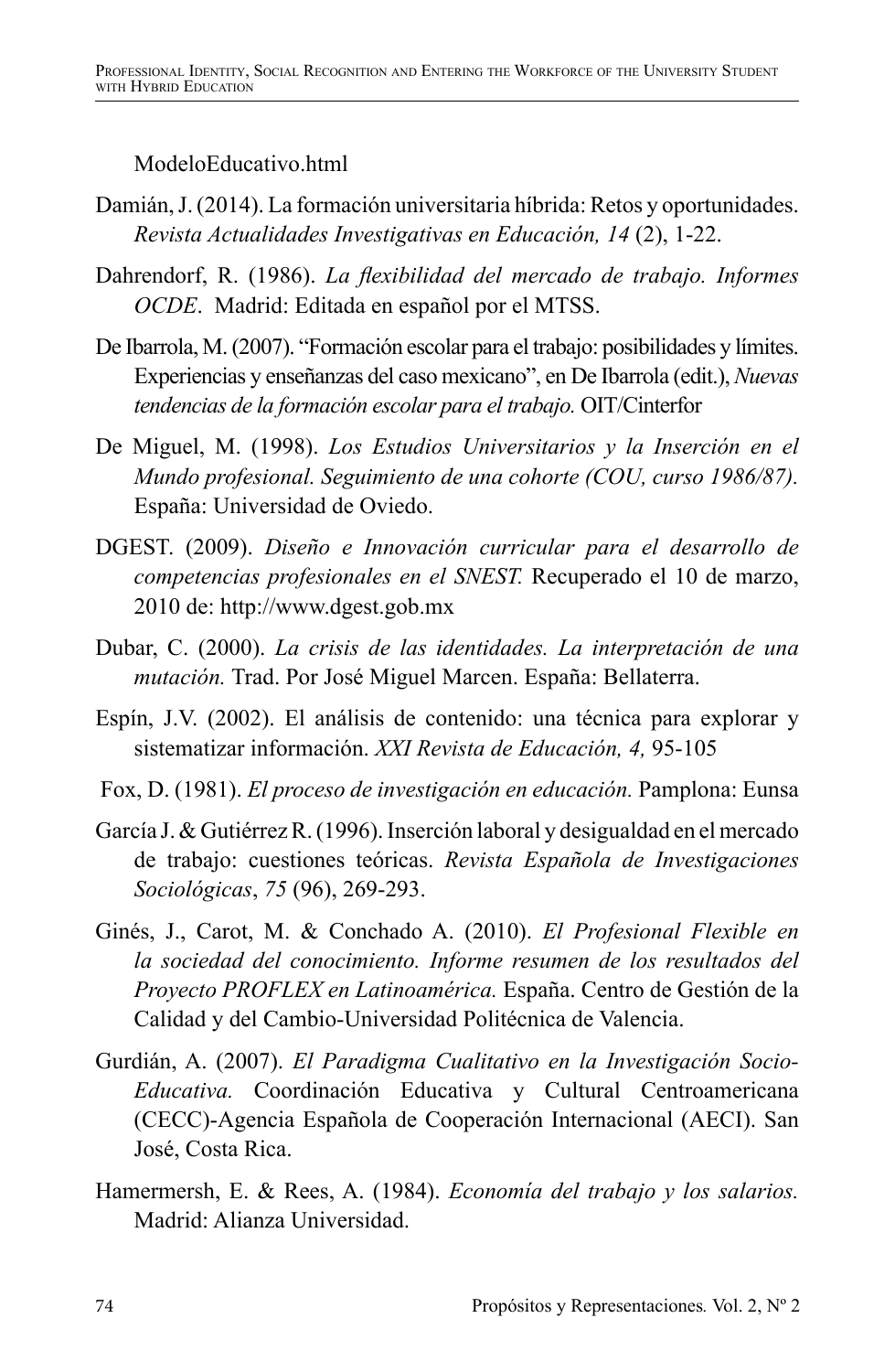ModeloEducativo.html

Damián, J. (2014). La formación universitaria híbrida: Retos y oportunidades. *Revista Actualidades Investigativas en Educación, 14* (2), 1-22.

Dahrendorf, R. (1986). *La flexibilidad del mercado de trabajo. Informes OCDE*. Madrid: Editada en español por el MTSS.

De Ibarrola, M. (2007). "Formación escolar para el trabajo: posibilidades y límites. Experiencias y enseñanzas del caso mexicano", en De Ibarrola (edit.), *Nuevas tendencias de la formación escolar para el trabajo.* OIT/Cinterfor

De Miguel, M. (1998). *Los Estudios Universitarios y la Inserción en el Mundo profesional. Seguimiento de una cohorte (COU, curso 1986/87).* España: Universidad de Oviedo.

DGEST. (2009). *Diseño e Innovación curricular para el desarrollo de competencias profesionales en el SNEST.* Recuperado el 10 de marzo, 2010 de: http://www.dgest.gob.mx

Dubar, C. (2000). *La crisis de las identidades. La interpretación de una mutación.* Trad. Por José Miguel Marcen. España: Bellaterra.

Espín, J.V. (2002). El análisis de contenido: una técnica para explorar y sistematizar información. *XXI Revista de Educación, 4,* 95-105

Fox, D. (1981). *El proceso de investigación en educación.* Pamplona: Eunsa

García J. & Gutiérrez R. (1996). Inserción laboral y desigualdad en el mercado de trabajo: cuestiones teóricas. *Revista Española de Investigaciones Sociológicas*, *75* (96), 269-293.

Ginés, J., Carot, M. & Conchado A. (2010). *El Profesional Flexible en la sociedad del conocimiento. Informe resumen de los resultados del Proyecto PROFLEX en Latinoamérica.* España. Centro de Gestión de la Calidad y del Cambio-Universidad Politécnica de Valencia.

Gurdián, A. (2007). *El Paradigma Cualitativo en la Investigación Socio-Educativa.* Coordinación Educativa y Cultural Centroamericana (CECC)-Agencia Española de Cooperación Internacional (AECI). San José, Costa Rica.

Hamermersh, E. & Rees, A. (1984). *Economía del trabajo y los salarios.* Madrid: Alianza Universidad.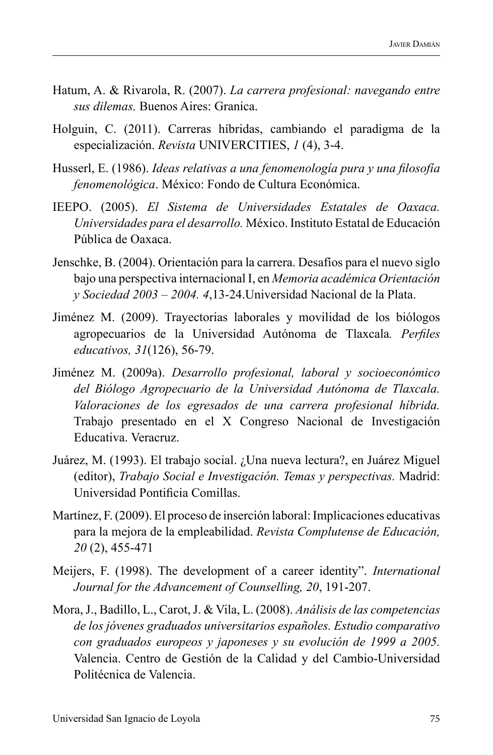Hatum, A. & Rivarola, R. (2007). *La carrera profesional: navegando entre sus dilemas.* Buenos Aires: Granica.

Holguin, C. (2011). Carreras híbridas, cambiando el paradigma de la especialización. *Revista* UNIVERCITIES, *1* (4), 3-4.

Husserl, E. (1986). *Ideas relativas a una fenomenología pura y una filosofía fenomenológica*. México: Fondo de Cultura Económica.

IEEPO. (2005). *El Sistema de Universidades Estatales de Oaxaca. Universidades para el desarrollo.* México. Instituto Estatal de Educación Pública de Oaxaca.

Jenschke, B. (2004). Orientación para la carrera. Desafíos para el nuevo siglo bajo una perspectiva internacional I, en *Memoria académica Orientación y Sociedad 2003 – 2004. 4*,13-24.Universidad Nacional de la Plata.

Jiménez M. (2009). Trayectorias laborales y movilidad de los biólogos agropecuarios de la Universidad Autónoma de Tlaxcala*. Perfiles educativos, 31*(126), 56-79.

Jiménez M. (2009a). *Desarrollo profesional, laboral y socioeconómico del Biólogo Agropecuario de la Universidad Autónoma de Tlaxcala. Valoraciones de los egresados de una carrera profesional híbrida.* Trabajo presentado en el X Congreso Nacional de Investigación Educativa. Veracruz.

Juárez, M. (1993). El trabajo social. ¿Una nueva lectura?, en Juárez Miguel (editor), *Trabajo Social e Investigación. Temas y perspectivas.* Madrid: Universidad Pontificia Comillas.

Martínez, F. (2009). El proceso de inserción laboral: Implicaciones educativas para la mejora de la empleabilidad. *Revista Complutense de Educación, 20* (2), 455-471

Meijers, F. (1998). The development of a career identity". *International Journal for the Advancement of Counselling, 20*, 191-207.

Mora, J., Badillo, L., Carot, J. & Vila, L. (2008). *Análisis de las competencias de los jóvenes graduados universitarios españoles. Estudio comparativo con graduados europeos y japoneses y su evolución de 1999 a 2005.* Valencia. Centro de Gestión de la Calidad y del Cambio-Universidad Politécnica de Valencia.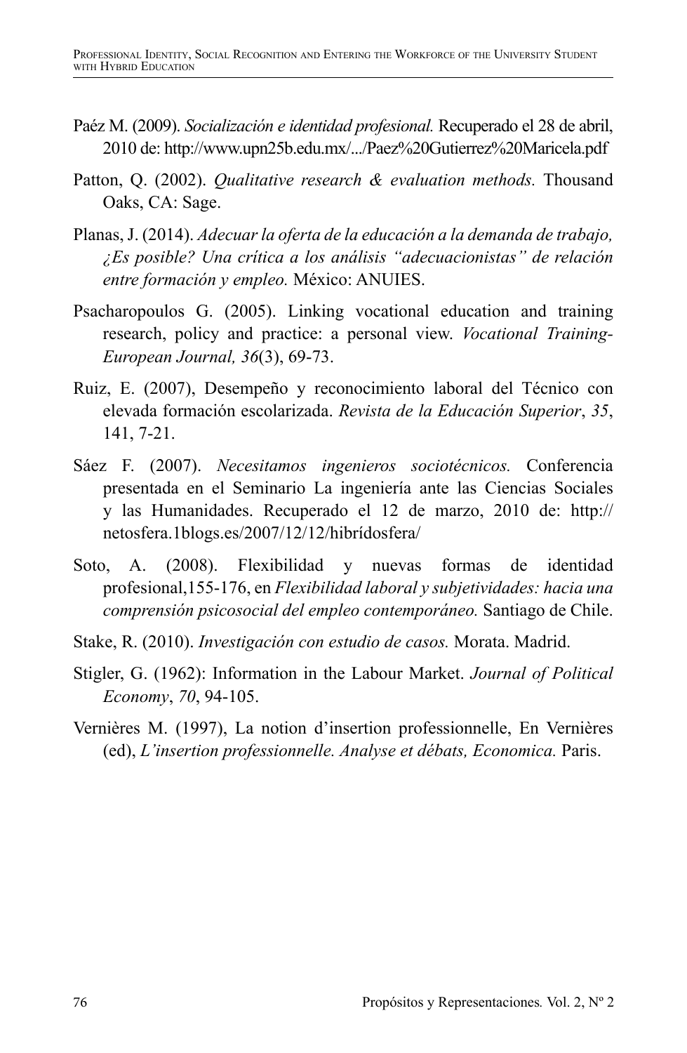Paéz M. (2009). *Socialización e identidad profesional.* Recuperado el 28 de abril, 2010 de: http://www.upn25b.edu.mx/.../Paez%20Gutierrez%20Maricela.pdf

Patton, Q. (2002). *Qualitative research & evaluation methods.* Thousand Oaks, CA: Sage.

Planas, J. (2014). *Adecuar la oferta de la educación a la demanda de trabajo, ¿Es posible? Una crítica a los análisis "adecuacionistas" de relación entre formación y empleo.* México: ANUIES.

Psacharopoulos G. (2005). Linking vocational education and training research, policy and practice: a personal view. *Vocational Training-European Journal, 36*(3), 69-73.

Ruiz, E. (2007), Desempeño y reconocimiento laboral del Técnico con elevada formación escolarizada. *Revista de la Educación Superior*, *35*, 141, 7-21.

Sáez F. (2007). *Necesitamos ingenieros sociotécnicos.* Conferencia presentada en el Seminario La ingeniería ante las Ciencias Sociales y las Humanidades. Recuperado el 12 de marzo, 2010 de: http://netosfera.1blogs.es/2007/12/12/hibrídosfera/

Soto, A. (2008). Flexibilidad y nuevas formas de identidad profesional,155-176, en *Flexibilidad laboral y subjetividades: hacia una comprensión psicosocial del empleo contemporáneo.* Santiago de Chile.

Stake, R. (2010). *Investigación con estudio de casos.* Morata. Madrid.

Stigler, G. (1962): Information in the Labour Market. *Journal of Political Economy*, *70*, 94-105.

Vernières M. (1997), La notion d'insertion professionnelle, En Vernières (ed), *L'insertion professionnelle. Analyse et débats, Economica.* Paris.